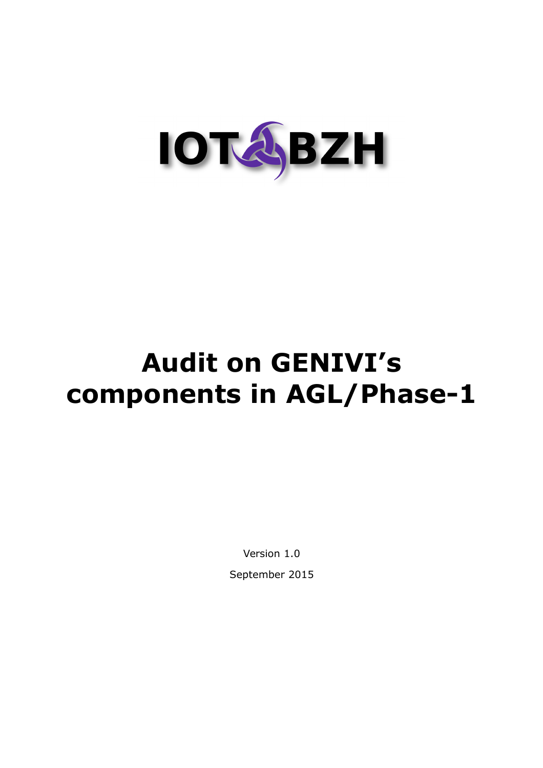IOT BZH

# Audit on GENIVI's components in AGL/Phase-1

Version 1.0

September 2015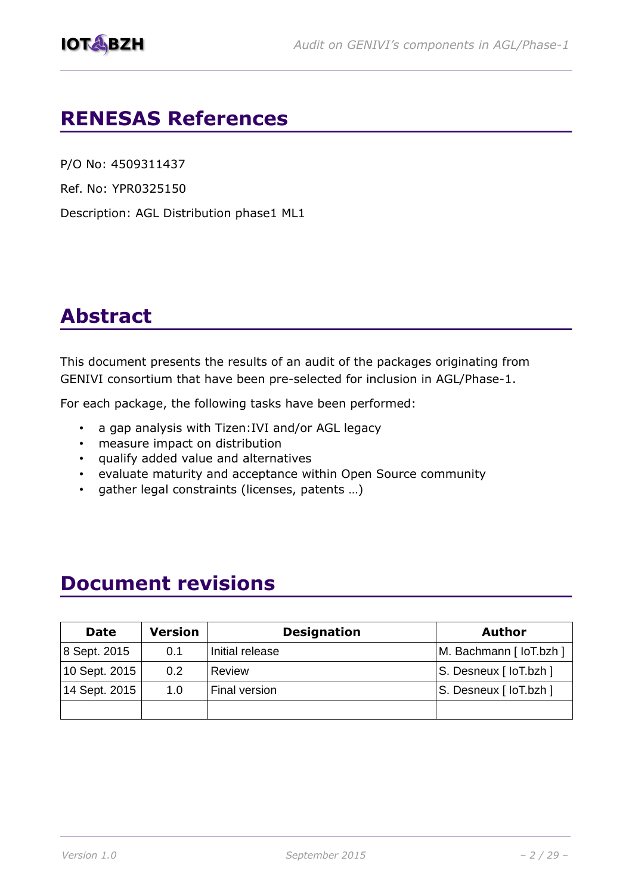# RENESAS References

P/O No: 4509311437

Ref. No: YPR0325150

Description: AGL Distribution phase1 ML1

# Abstract

This document presents the results of an audit of the packages originating from GENIVI consortium that have been pre-selected for inclusion in AGL/Phase-1.

For each package, the following tasks have been performed:

- a gap analysis with Tizen:IVI and/or AGL legacy
- measure impact on distribution
- qualify added value and alternatives
- evaluate maturity and acceptance within Open Source community
- gather legal constraints (licenses, patents …)

# Document revisions

| Date | Version | Designation | Author |
|---|---|---|---|
| 8 Sept. 2015 | 0.1 | Initial release | M. Bachmann [ IoT.bzh ] |
| 10 Sept. 2015 | 0.2 | Review | S. Desneux [ IoT.bzh ] |
| 14 Sept. 2015 | 1.0 | Final version | S. Desneux [ IoT.bzh ] |
| | | | |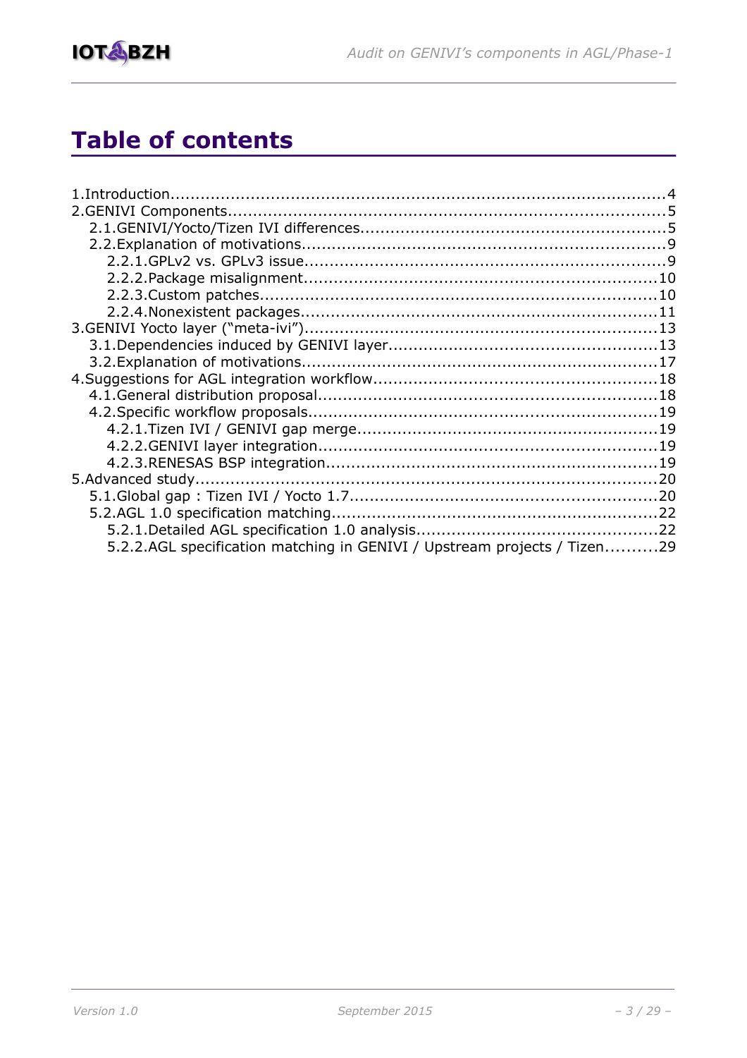# Table of contents

1.Introduction....................................................................................................4
2.GENIVI Components.......................................................................................5
   2.1.GENIVI/Yocto/Tizen IVI differences............................................................5
   2.2.Explanation of motivations.........................................................................9
      2.2.1.GPLv2 vs. GPLv3 issue.........................................................................9
      2.2.2.Package misalignment.........................................................................10
      2.2.3.Custom patches...................................................................................10
      2.2.4.Nonexistent packages..........................................................................11
3.GENIVI Yocto layer ("meta-ivi").......................................................................13
   3.1.Dependencies induced by GENIVI layer.....................................................13
   3.2.Explanation of motivations.........................................................................17
4.Suggestions for AGL integration workflow.........................................................18
   4.1.General distribution proposal.....................................................................18
   4.2.Specific workflow proposals........................................................................19
      4.2.1.Tizen IVI / GENIVI gap merge...............................................................19
      4.2.2.GENIVI layer integration.......................................................................19
      4.2.3.RENESAS BSP integration.....................................................................19
5.Advanced study.................................................................................................20
   5.1.Global gap : Tizen IVI / Yocto 1.7.............................................................20
   5.2.AGL 1.0 specification matching..................................................................22
      5.2.1.Detailed AGL specification 1.0 analysis..................................................22
      5.2.2.AGL specification matching in GENIVI / Upstream projects / Tizen..........29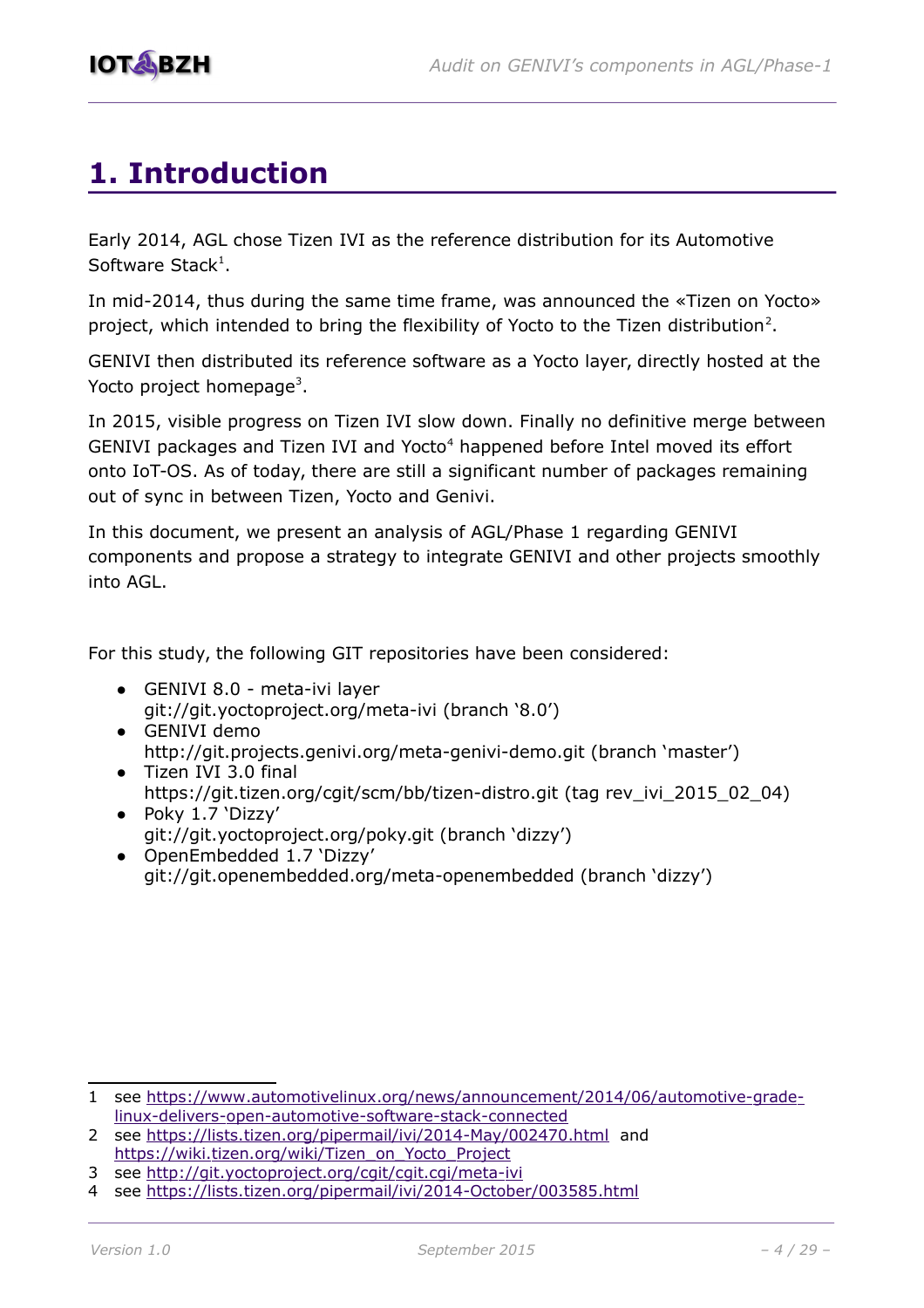# 1. Introduction

Early 2014, AGL chose Tizen IVI as the reference distribution for its Automotive Software Stack[1].

In mid-2014, thus during the same time frame, was announced the «Tizen on Yocto» project, which intended to bring the flexibility of Yocto to the Tizen distribution[2].

GENIVI then distributed its reference software as a Yocto layer, directly hosted at the Yocto project homepage[3].

In 2015, visible progress on Tizen IVI slow down. Finally no definitive merge between GENIVI packages and Tizen IVI and Yocto[4] happened before Intel moved its effort onto IoT-OS. As of today, there are still a significant number of packages remaining out of sync in between Tizen, Yocto and Genivi.

In this document, we present an analysis of AGL/Phase 1 regarding GENIVI components and propose a strategy to integrate GENIVI and other projects smoothly into AGL.

For this study, the following GIT repositories have been considered:

- GENIVI 8.0 - meta-ivi layer
  git://git.yoctoproject.org/meta-ivi (branch '8.0')
- GENIVI demo
  http://git.projects.genivi.org/meta-genivi-demo.git (branch 'master')
- Tizen IVI 3.0 final
  https://git.tizen.org/cgit/scm/bb/tizen-distro.git (tag rev_ivi_2015_02_04)
- Poky 1.7 'Dizzy'
  git://git.yoctoproject.org/poky.git (branch 'dizzy')
- OpenEmbedded 1.7 'Dizzy'
  git://git.openembedded.org/meta-openembedded (branch 'dizzy')

---

1 see https://www.automotivelinux.org/news/announcement/2014/06/automotive-grade-linux-delivers-open-automotive-software-stack-connected

2 see https://lists.tizen.org/pipermail/ivi/2014-May/002470.html and https://wiki.tizen.org/wiki/Tizen_on_Yocto_Project

3 see http://git.yoctoproject.org/cgit/cgit.cgi/meta-ivi

4 see https://lists.tizen.org/pipermail/ivi/2014-October/003585.html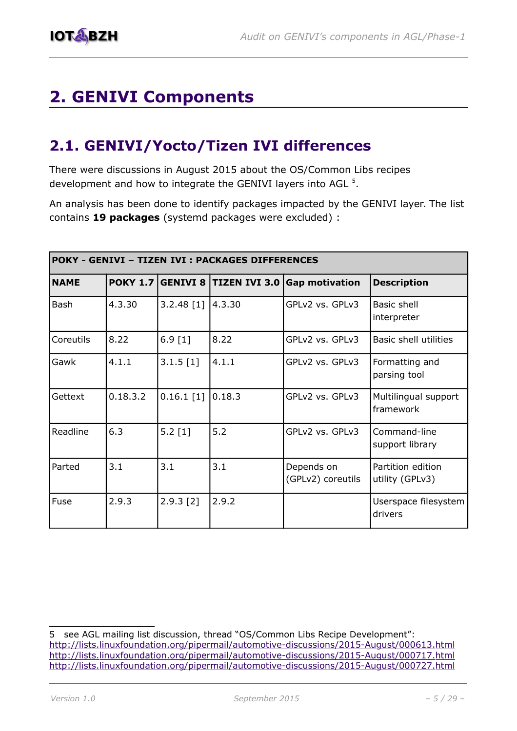# 2. GENIVI Components

## 2.1. GENIVI/Yocto/Tizen IVI differences

There were discussions in August 2015 about the OS/Common Libs recipes development and how to integrate the GENIVI layers into AGL [5].

An analysis has been done to identify packages impacted by the GENIVI layer. The list contains **19 packages** (systemd packages were excluded) :

| **POKY - GENIVI – TIZEN IVI : PACKAGES DIFFERENCES** | | | | | |
|---|---|---|---|---|---|
| **NAME** | **POKY 1.7** | **GENIVI 8** | **TIZEN IVI 3.0** | **Gap motivation** | **Description** |
| Bash | 4.3.30 | 3.2.48 [1] | 4.3.30 | GPLv2 vs. GPLv3 | Basic shell interpreter |
| Coreutils | 8.22 | 6.9 [1] | 8.22 | GPLv2 vs. GPLv3 | Basic shell utilities |
| Gawk | 4.1.1 | 3.1.5 [1] | 4.1.1 | GPLv2 vs. GPLv3 | Formatting and parsing tool |
| Gettext | 0.18.3.2 | 0.16.1 [1] | 0.18.3 | GPLv2 vs. GPLv3 | Multilingual support framework |
| Readline | 6.3 | 5.2 [1] | 5.2 | GPLv2 vs. GPLv3 | Command-line support library |
| Parted | 3.1 | 3.1 | 3.1 | Depends on (GPLv2) coreutils | Partition edition utility (GPLv3) |
| Fuse | 2.9.3 | 2.9.3 [2] | 2.9.2 | | Userspace filesystem drivers |

5 see AGL mailing list discussion, thread "OS/Common Libs Recipe Development":
http://lists.linuxfoundation.org/pipermail/automotive-discussions/2015-August/000613.html
http://lists.linuxfoundation.org/pipermail/automotive-discussions/2015-August/000717.html
http://lists.linuxfoundation.org/pipermail/automotive-discussions/2015-August/000727.html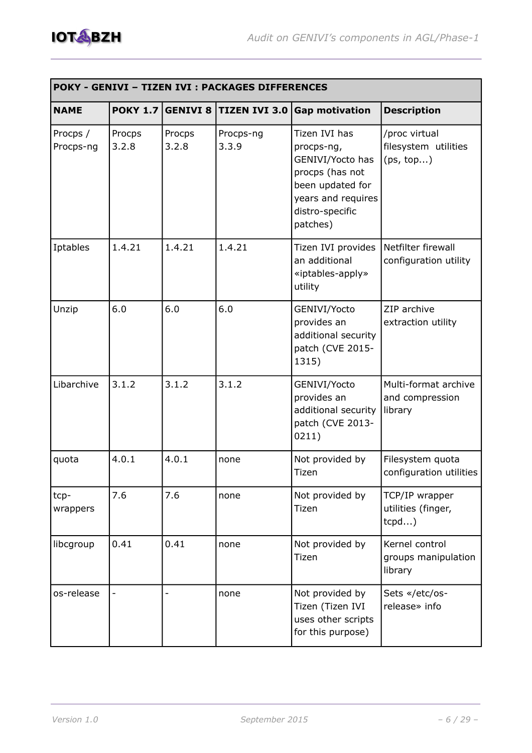| POKY - GENIVI – TIZEN IVI : PACKAGES DIFFERENCES | | | | | |
|---|---|---|---|---|---|
| **NAME** | **POKY 1.7** | **GENIVI 8** | **TIZEN IVI 3.0** | **Gap motivation** | **Description** |
| Procps / Procps-ng | Procps 3.2.8 | Procps 3.2.8 | Procps-ng 3.3.9 | Tizen IVI has procps-ng, GENIVI/Yocto has procps (has not been updated for years and requires distro-specific patches) | /proc virtual filesystem utilities (ps, top...) |
| Iptables | 1.4.21 | 1.4.21 | 1.4.21 | Tizen IVI provides an additional «iptables-apply» utility | Netfilter firewall configuration utility |
| Unzip | 6.0 | 6.0 | 6.0 | GENIVI/Yocto provides an additional security patch (CVE 2015-1315) | ZIP archive extraction utility |
| Libarchive | 3.1.2 | 3.1.2 | 3.1.2 | GENIVI/Yocto provides an additional security patch (CVE 2013-0211) | Multi-format archive and compression library |
| quota | 4.0.1 | 4.0.1 | none | Not provided by Tizen | Filesystem quota configuration utilities |
| tcp-wrappers | 7.6 | 7.6 | none | Not provided by Tizen | TCP/IP wrapper utilities (finger, tcpd...) |
| libcgroup | 0.41 | 0.41 | none | Not provided by Tizen | Kernel control groups manipulation library |
| os-release | - | - | none | Not provided by Tizen (Tizen IVI uses other scripts for this purpose) | Sets «/etc/os-release» info |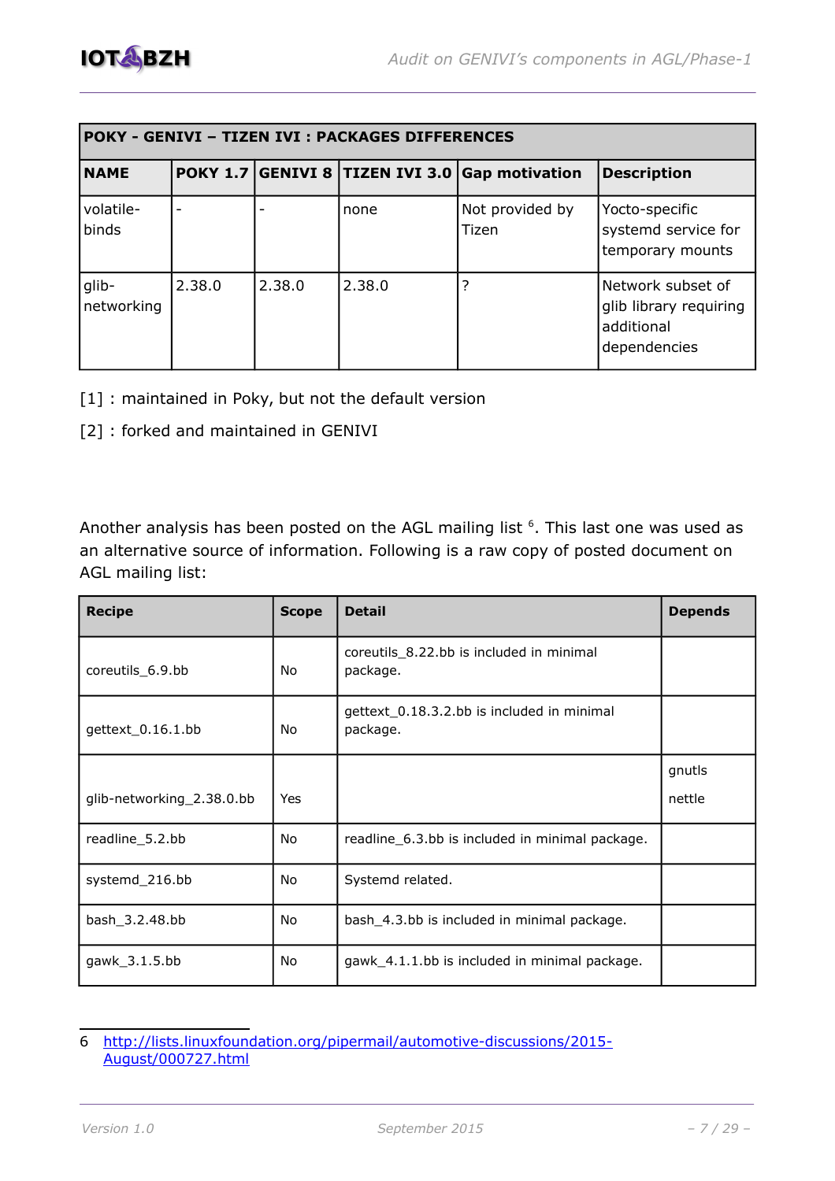| POKY - GENIVI – TIZEN IVI : PACKAGES DIFFERENCES | | | | | |
|---|---|---|---|---|---|
| **NAME** | **POKY 1.7** | **GENIVI 8** | **TIZEN IVI 3.0** | **Gap motivation** | **Description** |
| volatile-binds | - | - | none | Not provided by Tizen | Yocto-specific systemd service for temporary mounts |
| glib-networking | 2.38.0 | 2.38.0 | 2.38.0 | ? | Network subset of glib library requiring additional dependencies |

[1] : maintained in Poky, but not the default version

[2] : forked and maintained in GENIVI

Another analysis has been posted on the AGL mailing list [6]. This last one was used as an alternative source of information. Following is a raw copy of posted document on AGL mailing list:

| Recipe | Scope | Detail | Depends |
|---|---|---|---|
| coreutils_6.9.bb | No | coreutils_8.22.bb is included in minimal package. | |
| gettext_0.16.1.bb | No | gettext_0.18.3.2.bb is included in minimal package. | |
| glib-networking_2.38.0.bb | Yes | | gnutls<br>nettle |
| readline_5.2.bb | No | readline_6.3.bb is included in minimal package. | |
| systemd_216.bb | No | Systemd related. | |
| bash_3.2.48.bb | No | bash_4.3.bb is included in minimal package. | |
| gawk_3.1.5.bb | No | gawk_4.1.1.bb is included in minimal package. | |

6 http://lists.linuxfoundation.org/pipermail/automotive-discussions/2015-August/000727.html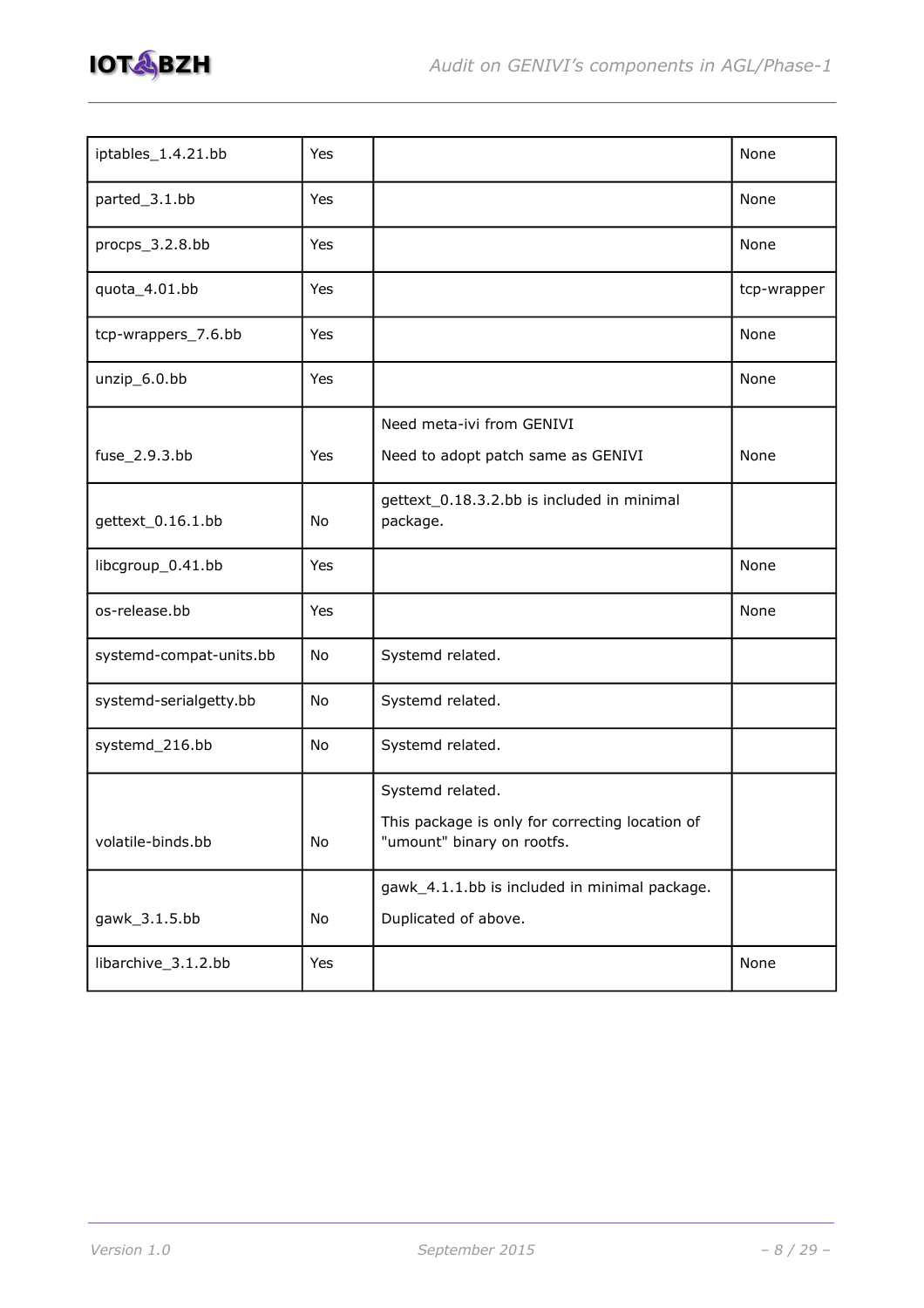| | | | |
|---|---|---|---|
| iptables_1.4.21.bb | Yes | | None |
| parted_3.1.bb | Yes | | None |
| procps_3.2.8.bb | Yes | | None |
| quota_4.01.bb | Yes | | tcp-wrapper |
| tcp-wrappers_7.6.bb | Yes | | None |
| unzip_6.0.bb | Yes | | None |
| fuse_2.9.3.bb | Yes | Need meta-ivi from GENIVI<br>Need to adopt patch same as GENIVI | None |
| gettext_0.16.1.bb | No | gettext_0.18.3.2.bb is included in minimal package. | |
| libcgroup_0.41.bb | Yes | | None |
| os-release.bb | Yes | | None |
| systemd-compat-units.bb | No | Systemd related. | |
| systemd-serialgetty.bb | No | Systemd related. | |
| systemd_216.bb | No | Systemd related. | |
| volatile-binds.bb | No | Systemd related.<br>This package is only for correcting location of "umount" binary on rootfs. | |
| gawk_3.1.5.bb | No | gawk_4.1.1.bb is included in minimal package.<br>Duplicated of above. | |
| libarchive_3.1.2.bb | Yes | | None |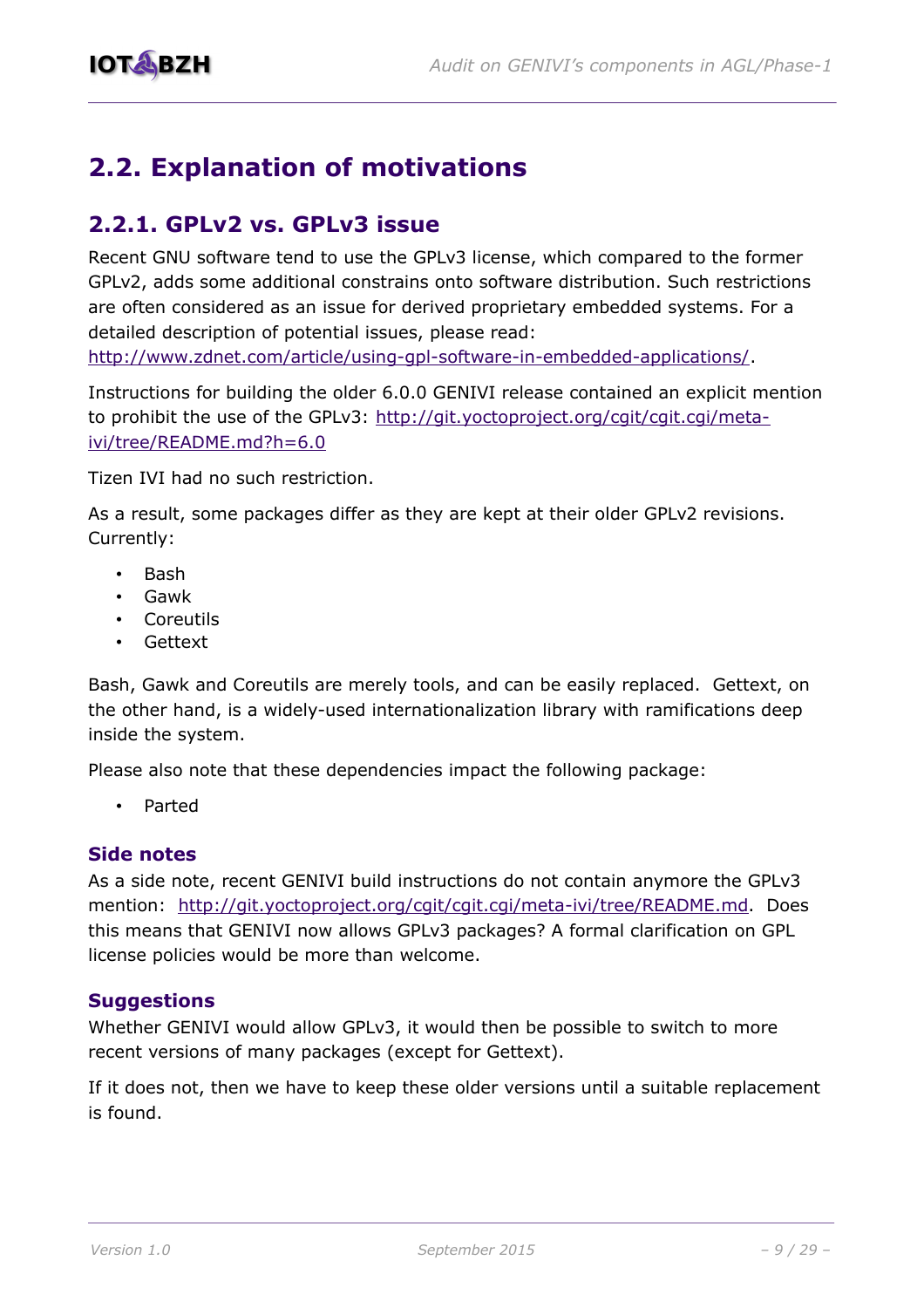## 2.2. Explanation of motivations

### 2.2.1. GPLv2 vs. GPLv3 issue

Recent GNU software tend to use the GPLv3 license, which compared to the former GPLv2, adds some additional constrains onto software distribution. Such restrictions are often considered as an issue for derived proprietary embedded systems. For a detailed description of potential issues, please read: http://www.zdnet.com/article/using-gpl-software-in-embedded-applications/.

Instructions for building the older 6.0.0 GENIVI release contained an explicit mention to prohibit the use of the GPLv3: http://git.yoctoproject.org/cgit/cgit.cgi/meta-ivi/tree/README.md?h=6.0

Tizen IVI had no such restriction.

As a result, some packages differ as they are kept at their older GPLv2 revisions. Currently:

- Bash
- Gawk
- Coreutils
- Gettext

Bash, Gawk and Coreutils are merely tools, and can be easily replaced. Gettext, on the other hand, is a widely-used internationalization library with ramifications deep inside the system.

Please also note that these dependencies impact the following package:

- Parted

#### Side notes

As a side note, recent GENIVI build instructions do not contain anymore the GPLv3 mention: http://git.yoctoproject.org/cgit/cgit.cgi/meta-ivi/tree/README.md. Does this means that GENIVI now allows GPLv3 packages? A formal clarification on GPL license policies would be more than welcome.

#### Suggestions

Whether GENIVI would allow GPLv3, it would then be possible to switch to more recent versions of many packages (except for Gettext).

If it does not, then we have to keep these older versions until a suitable replacement is found.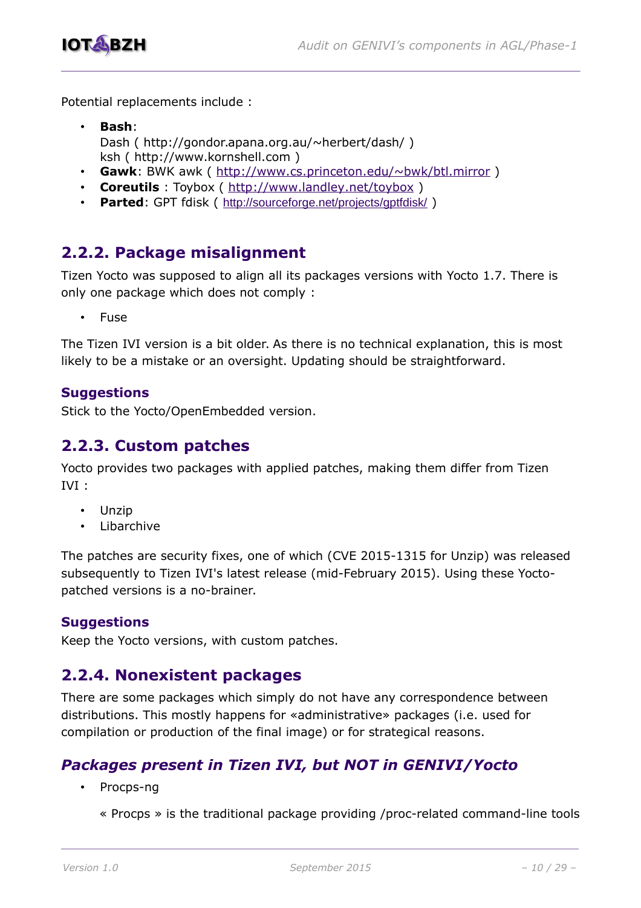Potential replacements include :

- **Bash**:
  Dash ( http://gondor.apana.org.au/~herbert/dash/ )
  ksh ( http://www.kornshell.com )
- **Gawk**: BWK awk ( http://www.cs.princeton.edu/~bwk/btl.mirror )
- **Coreutils** : Toybox ( http://www.landley.net/toybox )
- **Parted**: GPT fdisk ( http://sourceforge.net/projects/gptfdisk/ )

## 2.2.2. Package misalignment

Tizen Yocto was supposed to align all its packages versions with Yocto 1.7. There is only one package which does not comply :

- Fuse

The Tizen IVI version is a bit older. As there is no technical explanation, this is most likely to be a mistake or an oversight. Updating should be straightforward.

### Suggestions

Stick to the Yocto/OpenEmbedded version.

## 2.2.3. Custom patches

Yocto provides two packages with applied patches, making them differ from Tizen IVI :

- Unzip
- Libarchive

The patches are security fixes, one of which (CVE 2015-1315 for Unzip) was released subsequently to Tizen IVI's latest release (mid-February 2015). Using these Yocto-patched versions is a no-brainer.

### Suggestions

Keep the Yocto versions, with custom patches.

## 2.2.4. Nonexistent packages

There are some packages which simply do not have any correspondence between distributions. This mostly happens for «administrative» packages (i.e. used for compilation or production of the final image) or for strategical reasons.

### *Packages present in Tizen IVI, but NOT in GENIVI/Yocto*

- Procps-ng

  « Procps » is the traditional package providing /proc-related command-line tools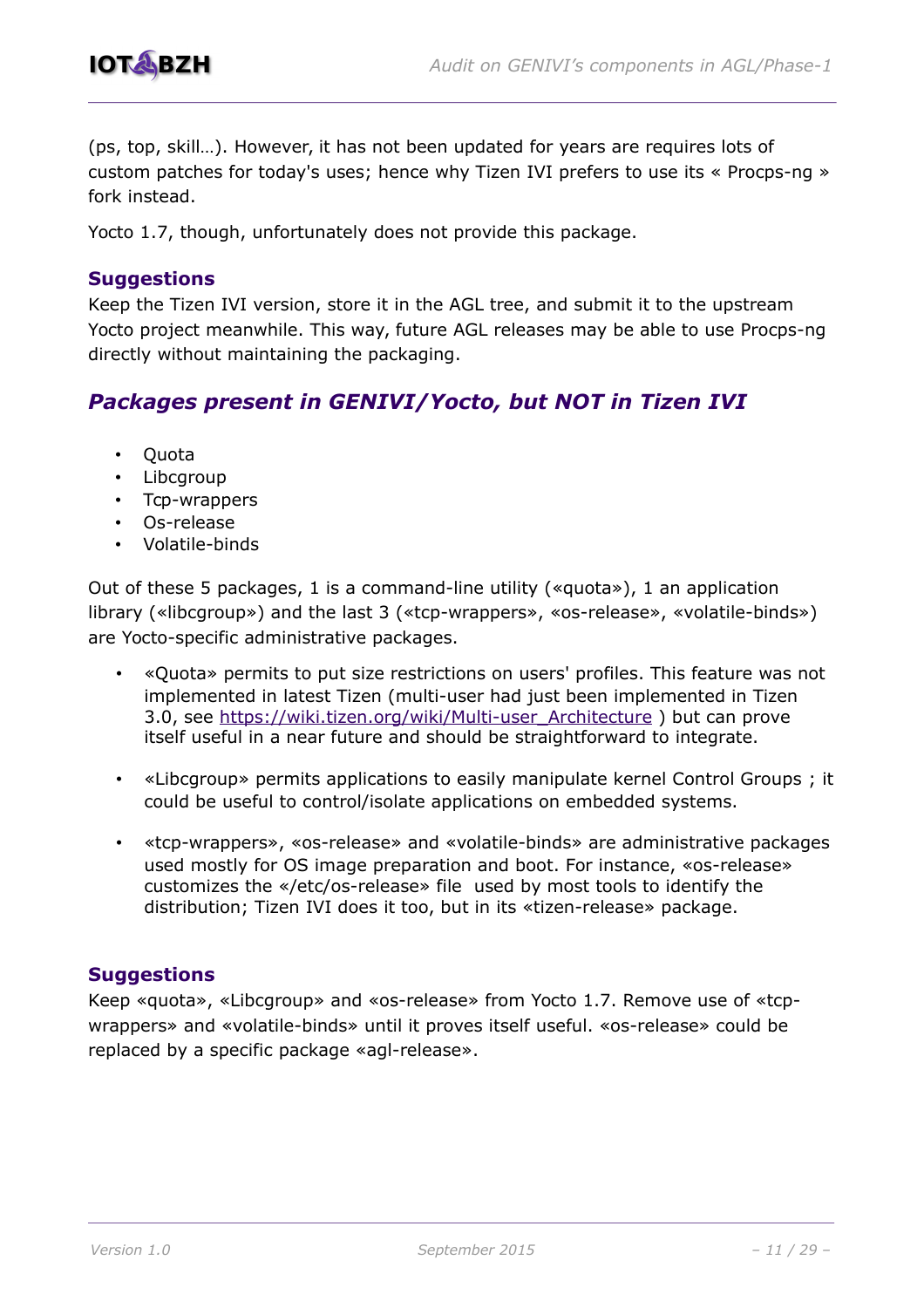(ps, top, skill…). However, it has not been updated for years are requires lots of custom patches for today's uses; hence why Tizen IVI prefers to use its « Procps-ng » fork instead.

Yocto 1.7, though, unfortunately does not provide this package.

### Suggestions

Keep the Tizen IVI version, store it in the AGL tree, and submit it to the upstream Yocto project meanwhile. This way, future AGL releases may be able to use Procps-ng directly without maintaining the packaging.

## *Packages present in GENIVI/Yocto, but NOT in Tizen IVI*

- Quota
- Libcgroup
- Tcp-wrappers
- Os-release
- Volatile-binds

Out of these 5 packages, 1 is a command-line utility («quota»), 1 an application library («libcgroup») and the last 3 («tcp-wrappers», «os-release», «volatile-binds») are Yocto-specific administrative packages.

- «Quota» permits to put size restrictions on users' profiles. This feature was not implemented in latest Tizen (multi-user had just been implemented in Tizen 3.0, see [https://wiki.tizen.org/wiki/Multi-user_Architecture](https://wiki.tizen.org/wiki/Multi-user_Architecture) ) but can prove itself useful in a near future and should be straightforward to integrate.

- «Libcgroup» permits applications to easily manipulate kernel Control Groups ; it could be useful to control/isolate applications on embedded systems.

- «tcp-wrappers», «os-release» and «volatile-binds» are administrative packages used mostly for OS image preparation and boot. For instance, «os-release» customizes the «/etc/os-release» file used by most tools to identify the distribution; Tizen IVI does it too, but in its «tizen-release» package.

### Suggestions

Keep «quota», «Libcgroup» and «os-release» from Yocto 1.7. Remove use of «tcp-wrappers» and «volatile-binds» until it proves itself useful. «os-release» could be replaced by a specific package «agl-release».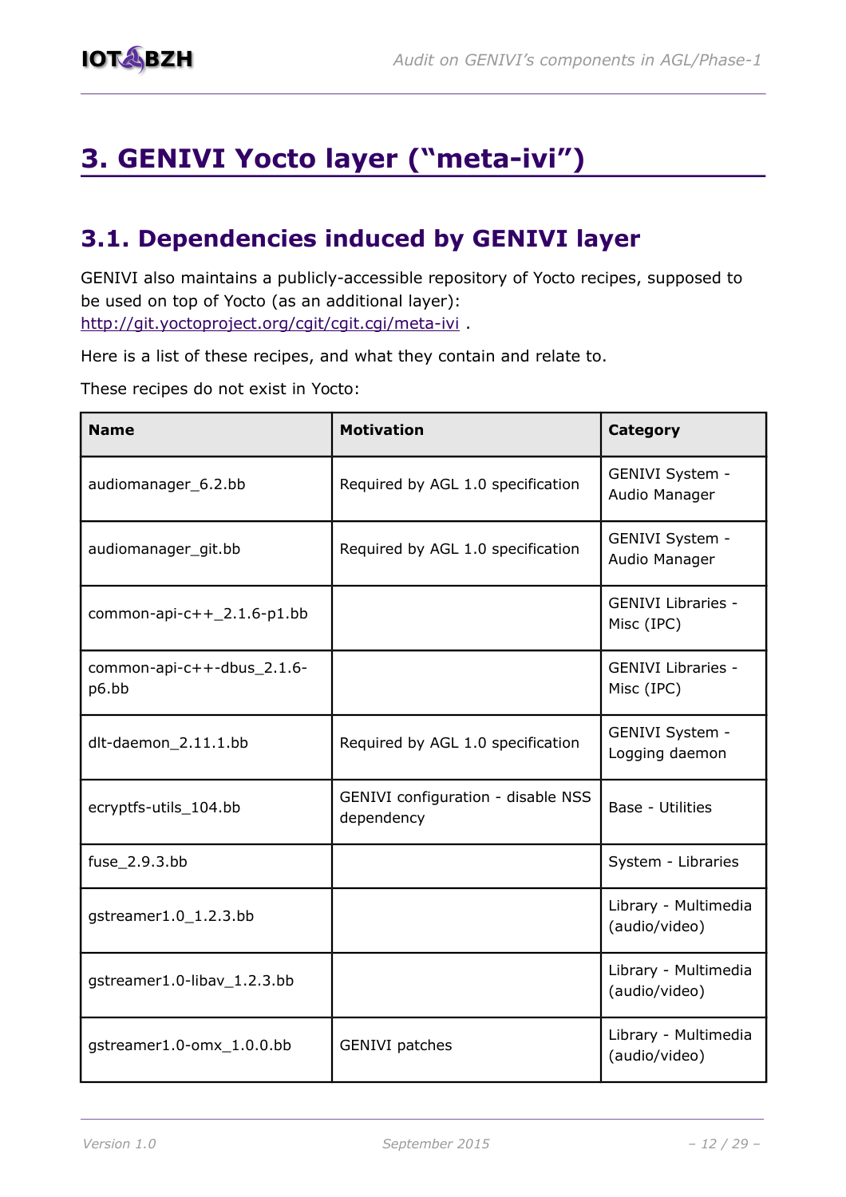# 3. GENIVI Yocto layer ("meta-ivi")

## 3.1. Dependencies induced by GENIVI layer

GENIVI also maintains a publicly-accessible repository of Yocto recipes, supposed to be used on top of Yocto (as an additional layer): [http://git.yoctoproject.org/cgit/cgit.cgi/meta-ivi](http://git.yoctoproject.org/cgit/cgit.cgi/meta-ivi) .

Here is a list of these recipes, and what they contain and relate to.

These recipes do not exist in Yocto:

| Name | Motivation | Category |
|---|---|---|
| audiomanager_6.2.bb | Required by AGL 1.0 specification | GENIVI System - Audio Manager |
| audiomanager_git.bb | Required by AGL 1.0 specification | GENIVI System - Audio Manager |
| common-api-c++_2.1.6-p1.bb | | GENIVI Libraries - Misc (IPC) |
| common-api-c++-dbus_2.1.6-p6.bb | | GENIVI Libraries - Misc (IPC) |
| dlt-daemon_2.11.1.bb | Required by AGL 1.0 specification | GENIVI System - Logging daemon |
| ecryptfs-utils_104.bb | GENIVI configuration - disable NSS dependency | Base - Utilities |
| fuse_2.9.3.bb | | System - Libraries |
| gstreamer1.0_1.2.3.bb | | Library - Multimedia (audio/video) |
| gstreamer1.0-libav_1.2.3.bb | | Library - Multimedia (audio/video) |
| gstreamer1.0-omx_1.0.0.bb | GENIVI patches | Library - Multimedia (audio/video) |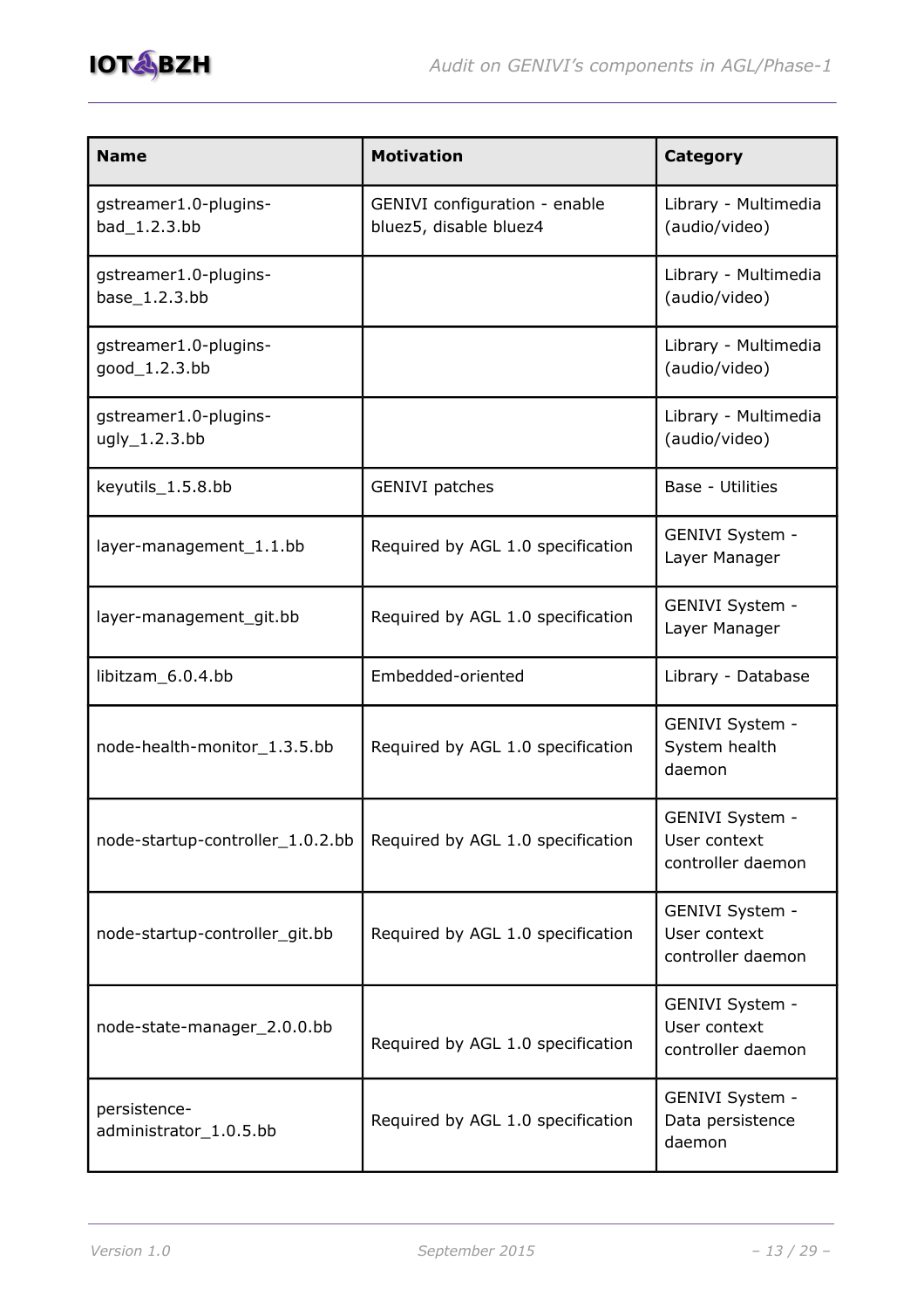| Name | Motivation | Category |
|---|---|---|
| gstreamer1.0-plugins-bad_1.2.3.bb | GENIVI configuration - enable bluez5, disable bluez4 | Library - Multimedia (audio/video) |
| gstreamer1.0-plugins-base_1.2.3.bb | | Library - Multimedia (audio/video) |
| gstreamer1.0-plugins-good_1.2.3.bb | | Library - Multimedia (audio/video) |
| gstreamer1.0-plugins-ugly_1.2.3.bb | | Library - Multimedia (audio/video) |
| keyutils_1.5.8.bb | GENIVI patches | Base - Utilities |
| layer-management_1.1.bb | Required by AGL 1.0 specification | GENIVI System - Layer Manager |
| layer-management_git.bb | Required by AGL 1.0 specification | GENIVI System - Layer Manager |
| libitzam_6.0.4.bb | Embedded-oriented | Library - Database |
| node-health-monitor_1.3.5.bb | Required by AGL 1.0 specification | GENIVI System - System health daemon |
| node-startup-controller_1.0.2.bb | Required by AGL 1.0 specification | GENIVI System - User context controller daemon |
| node-startup-controller_git.bb | Required by AGL 1.0 specification | GENIVI System - User context controller daemon |
| node-state-manager_2.0.0.bb | Required by AGL 1.0 specification | GENIVI System - User context controller daemon |
| persistence-administrator_1.0.5.bb | Required by AGL 1.0 specification | GENIVI System - Data persistence daemon |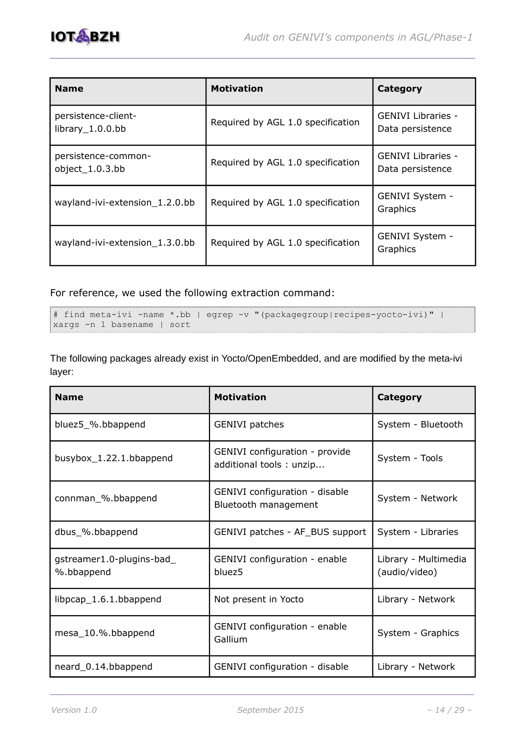| Name | Motivation | Category |
|---|---|---|
| persistence-client-library_1.0.0.bb | Required by AGL 1.0 specification | GENIVI Libraries - Data persistence |
| persistence-common-object_1.0.3.bb | Required by AGL 1.0 specification | GENIVI Libraries - Data persistence |
| wayland-ivi-extension_1.2.0.bb | Required by AGL 1.0 specification | GENIVI System - Graphics |
| wayland-ivi-extension_1.3.0.bb | Required by AGL 1.0 specification | GENIVI System - Graphics |

For reference, we used the following extraction command:

```
# find meta-ivi -name *.bb | egrep -v "(packagegroup|recipes-yocto-ivi)" |
xargs -n 1 basename | sort
```

The following packages already exist in Yocto/OpenEmbedded, and are modified by the meta-ivi layer:

| Name | Motivation | Category |
|---|---|---|
| bluez5_%.bbappend | GENIVI patches | System - Bluetooth |
| busybox_1.22.1.bbappend | GENIVI configuration - provide additional tools : unzip... | System - Tools |
| connman_%.bbappend | GENIVI configuration - disable Bluetooth management | System - Network |
| dbus_%.bbappend | GENIVI patches - AF_BUS support | System - Libraries |
| gstreamer1.0-plugins-bad_%.bbappend | GENIVI configuration - enable bluez5 | Library - Multimedia (audio/video) |
| libpcap_1.6.1.bbappend | Not present in Yocto | Library - Network |
| mesa_10.%.bbappend | GENIVI configuration - enable Gallium | System - Graphics |
| neard_0.14.bbappend | GENIVI configuration - disable | Library - Network |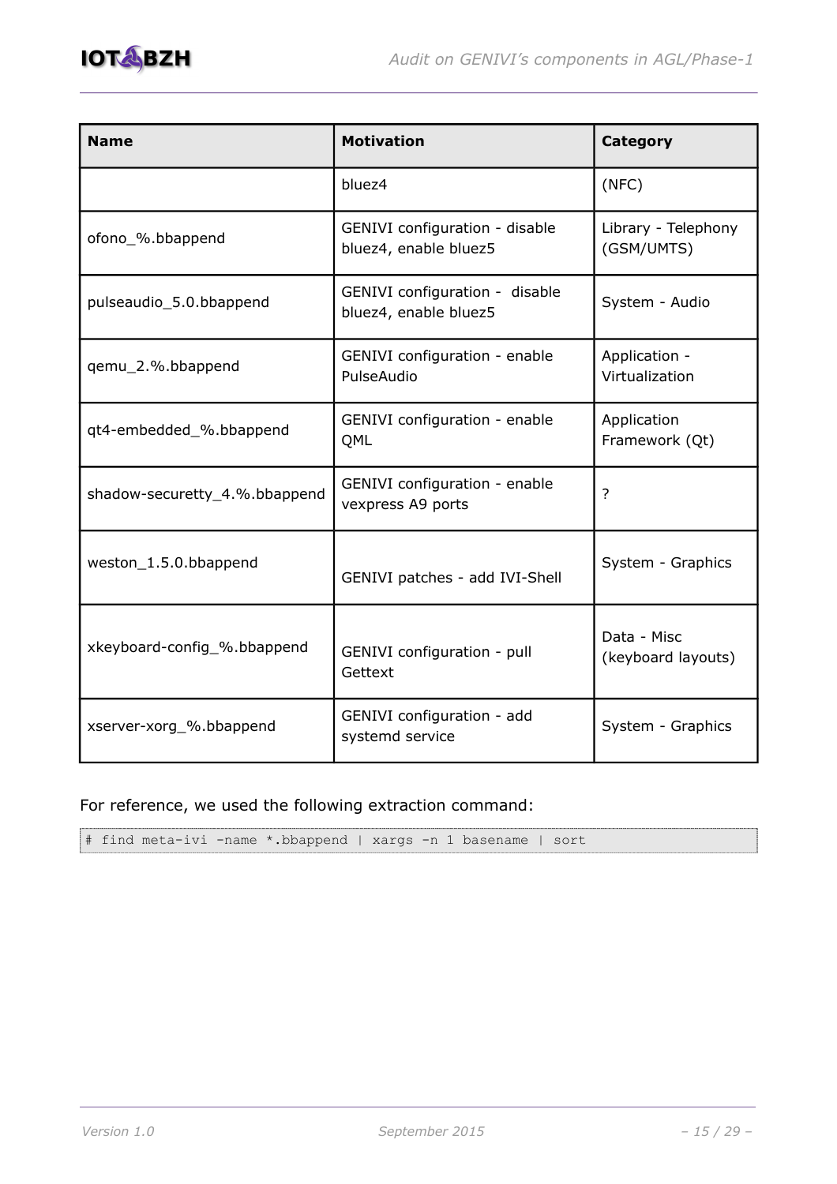| Name | Motivation | Category |
|---|---|---|
| | bluez4 | (NFC) |
| ofono_%.bbappend | GENIVI configuration - disable bluez4, enable bluez5 | Library - Telephony (GSM/UMTS) |
| pulseaudio_5.0.bbappend | GENIVI configuration - disable bluez4, enable bluez5 | System - Audio |
| qemu_2.%.bbappend | GENIVI configuration - enable PulseAudio | Application - Virtualization |
| qt4-embedded_%.bbappend | GENIVI configuration - enable QML | Application Framework (Qt) |
| shadow-securetty_4.%.bbappend | GENIVI configuration - enable vexpress A9 ports | ? |
| weston_1.5.0.bbappend | GENIVI patches - add IVI-Shell | System - Graphics |
| xkeyboard-config_%.bbappend | GENIVI configuration - pull Gettext | Data - Misc (keyboard layouts) |
| xserver-xorg_%.bbappend | GENIVI configuration - add systemd service | System - Graphics |

For reference, we used the following extraction command:

```
# find meta-ivi -name *.bbappend | xargs -n 1 basename | sort
```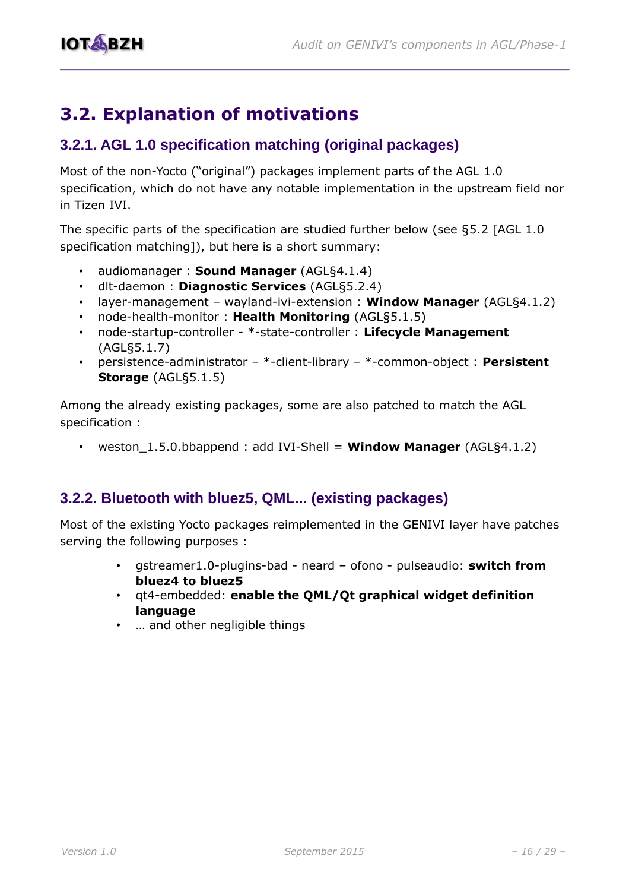# 3.2. Explanation of motivations

## 3.2.1. AGL 1.0 specification matching (original packages)

Most of the non-Yocto ("original") packages implement parts of the AGL 1.0 specification, which do not have any notable implementation in the upstream field nor in Tizen IVI.

The specific parts of the specification are studied further below (see §5.2 [AGL 1.0 specification matching]), but here is a short summary:

- audiomanager : **Sound Manager** (AGL§4.1.4)
- dlt-daemon : **Diagnostic Services** (AGL§5.2.4)
- layer-management – wayland-ivi-extension : **Window Manager** (AGL§4.1.2)
- node-health-monitor : **Health Monitoring** (AGL§5.1.5)
- node-startup-controller - *-state-controller : **Lifecycle Management** (AGL§5.1.7)
- persistence-administrator – *-client-library – *-common-object : **Persistent Storage** (AGL§5.1.5)

Among the already existing packages, some are also patched to match the AGL specification :

- weston_1.5.0.bbappend : add IVI-Shell = **Window Manager** (AGL§4.1.2)

## 3.2.2. Bluetooth with bluez5, QML... (existing packages)

Most of the existing Yocto packages reimplemented in the GENIVI layer have patches serving the following purposes :

- gstreamer1.0-plugins-bad - neard – ofono - pulseaudio: **switch from bluez4 to bluez5**
- qt4-embedded: **enable the QML/Qt graphical widget definition language**
- … and other negligible things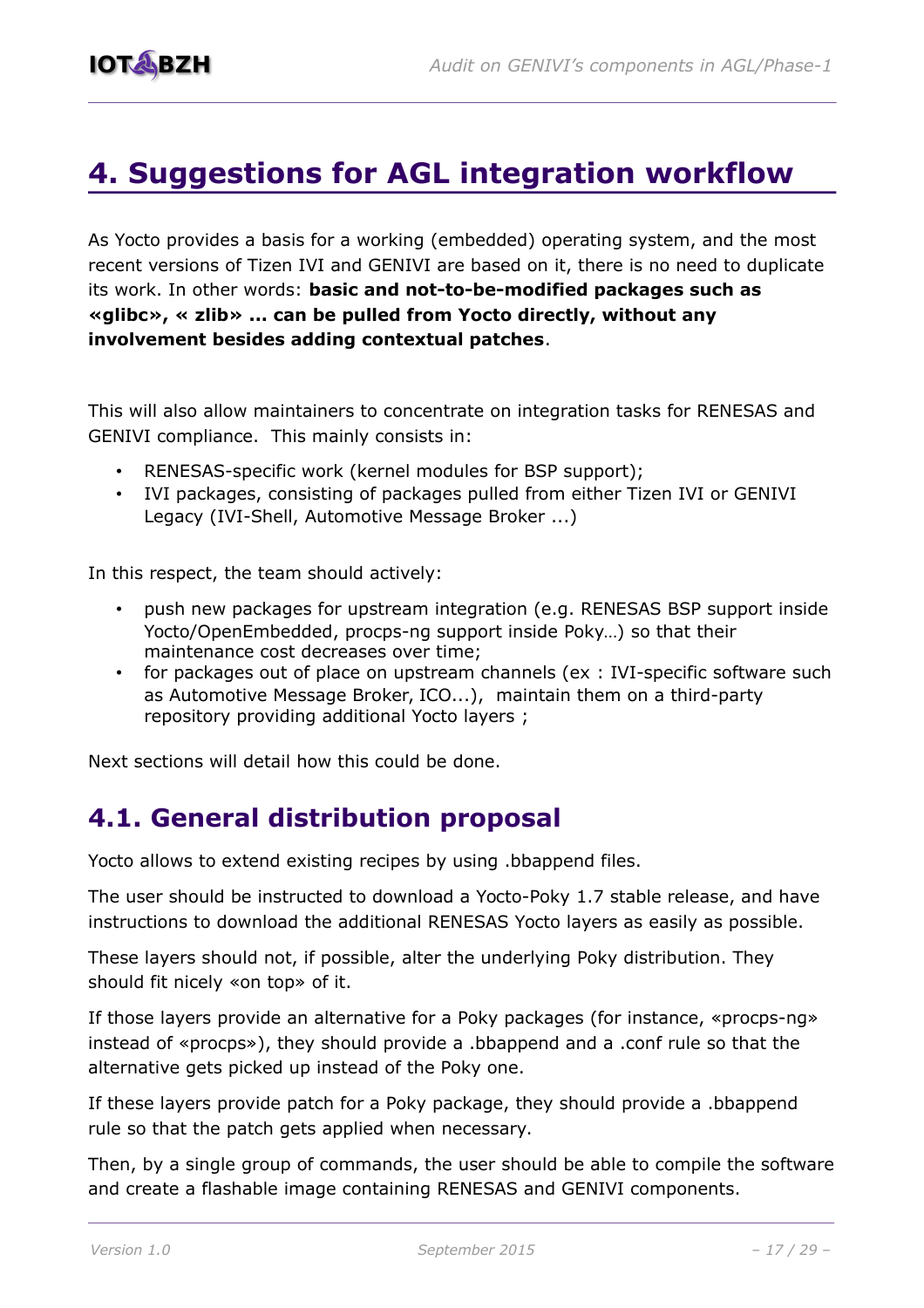# 4. Suggestions for AGL integration workflow

As Yocto provides a basis for a working (embedded) operating system, and the most recent versions of Tizen IVI and GENIVI are based on it, there is no need to duplicate its work. In other words: **basic and not-to-be-modified packages such as «glibc», « zlib» ... can be pulled from Yocto directly, without any involvement besides adding contextual patches**.

This will also allow maintainers to concentrate on integration tasks for RENESAS and GENIVI compliance. This mainly consists in:

- RENESAS-specific work (kernel modules for BSP support);
- IVI packages, consisting of packages pulled from either Tizen IVI or GENIVI Legacy (IVI-Shell, Automotive Message Broker ...)

In this respect, the team should actively:

- push new packages for upstream integration (e.g. RENESAS BSP support inside Yocto/OpenEmbedded, procps-ng support inside Poky…) so that their maintenance cost decreases over time;
- for packages out of place on upstream channels (ex : IVI-specific software such as Automotive Message Broker, ICO...), maintain them on a third-party repository providing additional Yocto layers ;

Next sections will detail how this could be done.

## 4.1. General distribution proposal

Yocto allows to extend existing recipes by using .bbappend files.

The user should be instructed to download a Yocto-Poky 1.7 stable release, and have instructions to download the additional RENESAS Yocto layers as easily as possible.

These layers should not, if possible, alter the underlying Poky distribution. They should fit nicely «on top» of it.

If those layers provide an alternative for a Poky packages (for instance, «procps-ng» instead of «procps»), they should provide a .bbappend and a .conf rule so that the alternative gets picked up instead of the Poky one.

If these layers provide patch for a Poky package, they should provide a .bbappend rule so that the patch gets applied when necessary.

Then, by a single group of commands, the user should be able to compile the software and create a flashable image containing RENESAS and GENIVI components.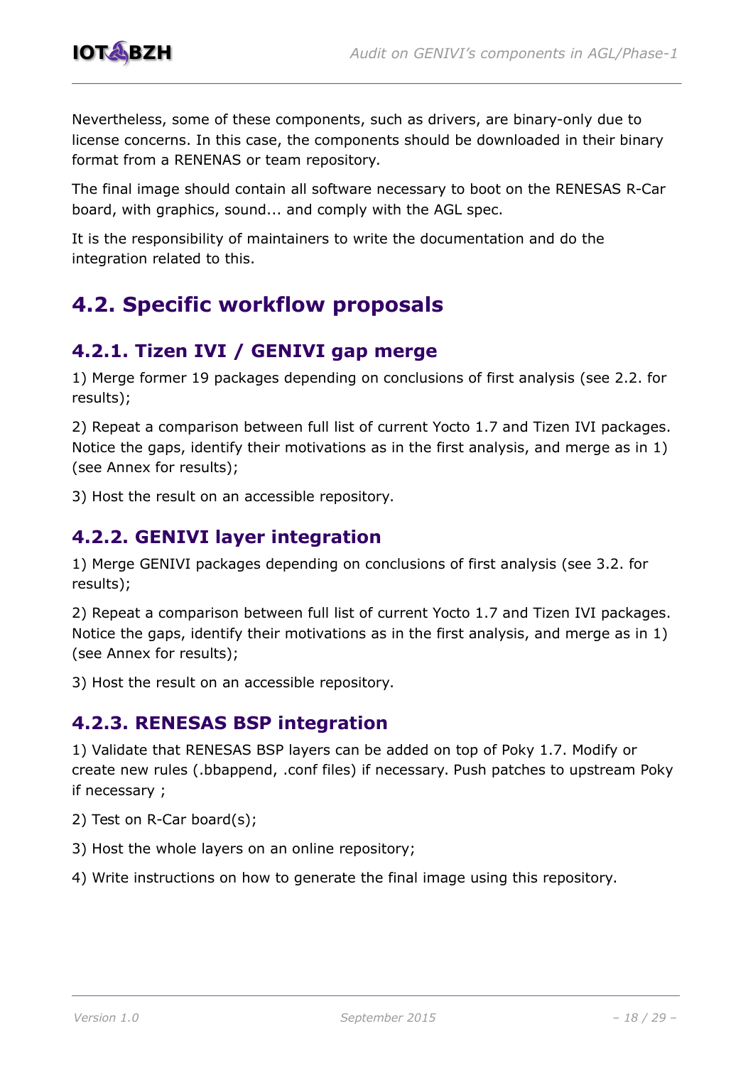Nevertheless, some of these components, such as drivers, are binary-only due to license concerns. In this case, the components should be downloaded in their binary format from a RENENAS or team repository.

The final image should contain all software necessary to boot on the RENESAS R-Car board, with graphics, sound... and comply with the AGL spec.

It is the responsibility of maintainers to write the documentation and do the integration related to this.

## 4.2. Specific workflow proposals

### 4.2.1. Tizen IVI / GENIVI gap merge

1) Merge former 19 packages depending on conclusions of first analysis (see 2.2. for results);

2) Repeat a comparison between full list of current Yocto 1.7 and Tizen IVI packages. Notice the gaps, identify their motivations as in the first analysis, and merge as in 1) (see Annex for results);

3) Host the result on an accessible repository.

### 4.2.2. GENIVI layer integration

1) Merge GENIVI packages depending on conclusions of first analysis (see 3.2. for results);

2) Repeat a comparison between full list of current Yocto 1.7 and Tizen IVI packages. Notice the gaps, identify their motivations as in the first analysis, and merge as in 1) (see Annex for results);

3) Host the result on an accessible repository.

### 4.2.3. RENESAS BSP integration

1) Validate that RENESAS BSP layers can be added on top of Poky 1.7. Modify or create new rules (.bbappend, .conf files) if necessary. Push patches to upstream Poky if necessary ;

2) Test on R-Car board(s);

3) Host the whole layers on an online repository;

4) Write instructions on how to generate the final image using this repository.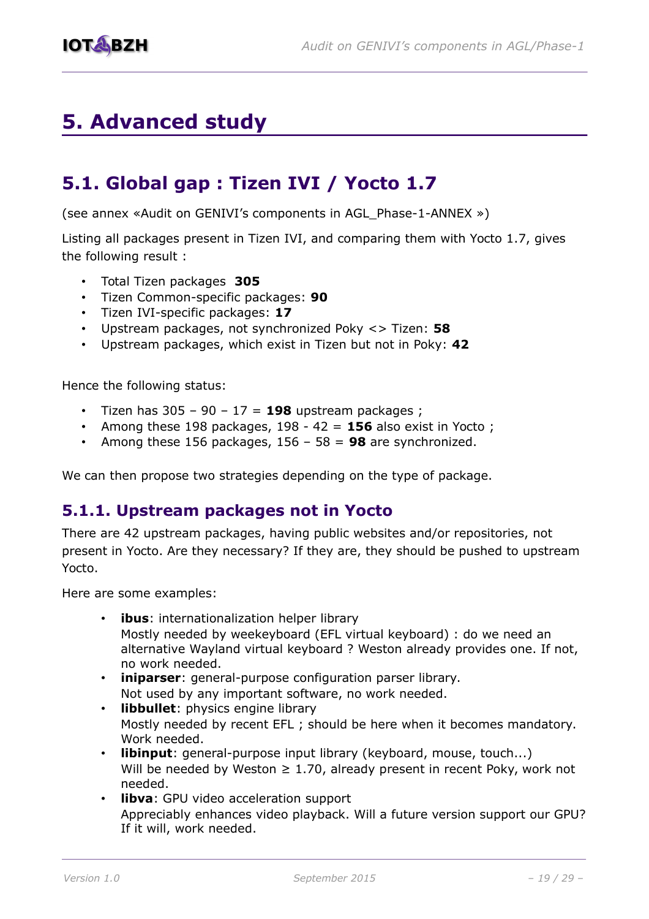# 5. Advanced study

## 5.1. Global gap : Tizen IVI / Yocto 1.7

(see annex «Audit on GENIVI's components in AGL_Phase-1-ANNEX »)

Listing all packages present in Tizen IVI, and comparing them with Yocto 1.7, gives the following result :

- Total Tizen packages **305**
- Tizen Common-specific packages: **90**
- Tizen IVI-specific packages: **17**
- Upstream packages, not synchronized Poky <> Tizen: **58**
- Upstream packages, which exist in Tizen but not in Poky: **42**

Hence the following status:

- Tizen has 305 – 90 – 17 = **198** upstream packages ;
- Among these 198 packages, 198 - 42 = **156** also exist in Yocto ;
- Among these 156 packages, 156 – 58 = **98** are synchronized.

We can then propose two strategies depending on the type of package.

### 5.1.1. Upstream packages not in Yocto

There are 42 upstream packages, having public websites and/or repositories, not present in Yocto. Are they necessary? If they are, they should be pushed to upstream Yocto.

Here are some examples:

- **ibus**: internationalization helper library
  Mostly needed by weekeyboard (EFL virtual keyboard) : do we need an alternative Wayland virtual keyboard ? Weston already provides one. If not, no work needed.
- **iniparser**: general-purpose configuration parser library.
  Not used by any important software, no work needed.
- **libbullet**: physics engine library
  Mostly needed by recent EFL ; should be here when it becomes mandatory. Work needed.
- **libinput**: general-purpose input library (keyboard, mouse, touch...)
  Will be needed by Weston ≥ 1.70, already present in recent Poky, work not needed.
- **libva**: GPU video acceleration support
  Appreciably enhances video playback. Will a future version support our GPU? If it will, work needed.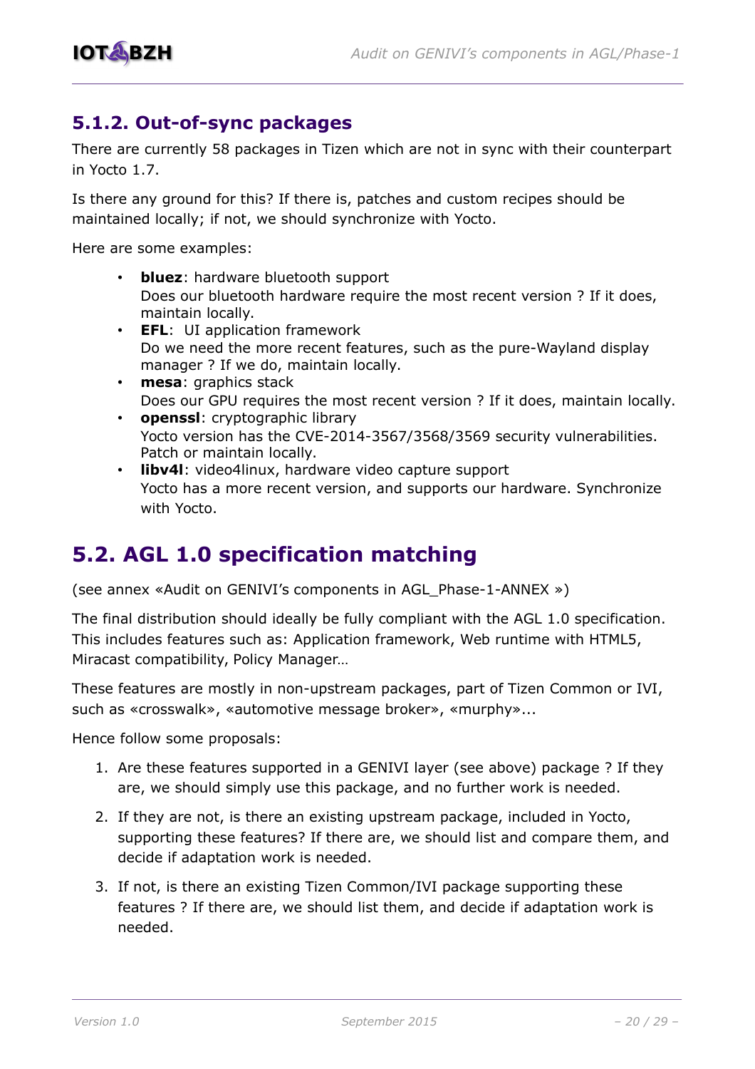### 5.1.2. Out-of-sync packages

There are currently 58 packages in Tizen which are not in sync with their counterpart in Yocto 1.7.

Is there any ground for this? If there is, patches and custom recipes should be maintained locally; if not, we should synchronize with Yocto.

Here are some examples:

- **bluez**: hardware bluetooth support
  Does our bluetooth hardware require the most recent version ? If it does, maintain locally.
- **EFL**: UI application framework
  Do we need the more recent features, such as the pure-Wayland display manager ? If we do, maintain locally.
- **mesa**: graphics stack
  Does our GPU requires the most recent version ? If it does, maintain locally.
- **openssl**: cryptographic library
  Yocto version has the CVE-2014-3567/3568/3569 security vulnerabilities. Patch or maintain locally.
- **libv4l**: video4linux, hardware video capture support
  Yocto has a more recent version, and supports our hardware. Synchronize with Yocto.

## 5.2. AGL 1.0 specification matching

(see annex «Audit on GENIVI's components in AGL_Phase-1-ANNEX »)

The final distribution should ideally be fully compliant with the AGL 1.0 specification. This includes features such as: Application framework, Web runtime with HTML5, Miracast compatibility, Policy Manager…

These features are mostly in non-upstream packages, part of Tizen Common or IVI, such as «crosswalk», «automotive message broker», «murphy»...

Hence follow some proposals:

1. Are these features supported in a GENIVI layer (see above) package ? If they are, we should simply use this package, and no further work is needed.
2. If they are not, is there an existing upstream package, included in Yocto, supporting these features? If there are, we should list and compare them, and decide if adaptation work is needed.
3. If not, is there an existing Tizen Common/IVI package supporting these features ? If there are, we should list them, and decide if adaptation work is needed.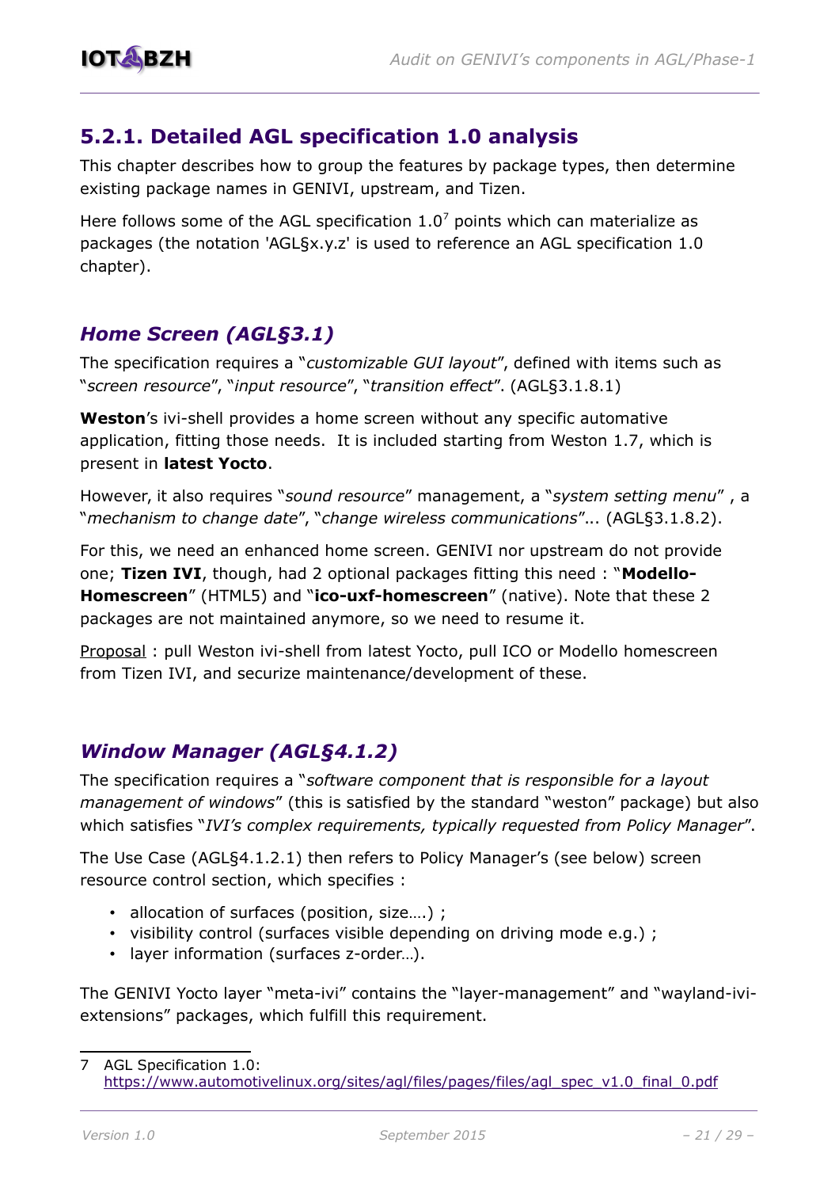### 5.2.1. Detailed AGL specification 1.0 analysis

This chapter describes how to group the features by package types, then determine existing package names in GENIVI, upstream, and Tizen.

Here follows some of the AGL specification 1.0[7] points which can materialize as packages (the notation 'AGL§x.y.z' is used to reference an AGL specification 1.0 chapter).

#### *Home Screen (AGL§3.1)*

The specification requires a "*customizable GUI layout*", defined with items such as "*screen resource*", "*input resource*", "*transition effect*". (AGL§3.1.8.1)

**Weston**'s ivi-shell provides a home screen without any specific automative application, fitting those needs. It is included starting from Weston 1.7, which is present in **latest Yocto**.

However, it also requires "*sound resource*" management, a "*system setting menu*" , a "*mechanism to change date*", "*change wireless communications*"... (AGL§3.1.8.2).

For this, we need an enhanced home screen. GENIVI nor upstream do not provide one; **Tizen IVI**, though, had 2 optional packages fitting this need : "**Modello-Homescreen**" (HTML5) and "**ico-uxf-homescreen**" (native). Note that these 2 packages are not maintained anymore, so we need to resume it.

Proposal : pull Weston ivi-shell from latest Yocto, pull ICO or Modello homescreen from Tizen IVI, and securize maintenance/development of these.

#### *Window Manager (AGL§4.1.2)*

The specification requires a "*software component that is responsible for a layout management of windows*" (this is satisfied by the standard "weston" package) but also which satisfies "*IVI's complex requirements, typically requested from Policy Manager*".

The Use Case (AGL§4.1.2.1) then refers to Policy Manager's (see below) screen resource control section, which specifies :

- allocation of surfaces (position, size….) ;
- visibility control (surfaces visible depending on driving mode e.g.) ;
- layer information (surfaces z-order…).

The GENIVI Yocto layer "meta-ivi" contains the "layer-management" and "wayland-ivi-extensions" packages, which fulfill this requirement.

---

7 AGL Specification 1.0: https://www.automotivelinux.org/sites/agl/files/pages/files/agl_spec_v1.0_final_0.pdf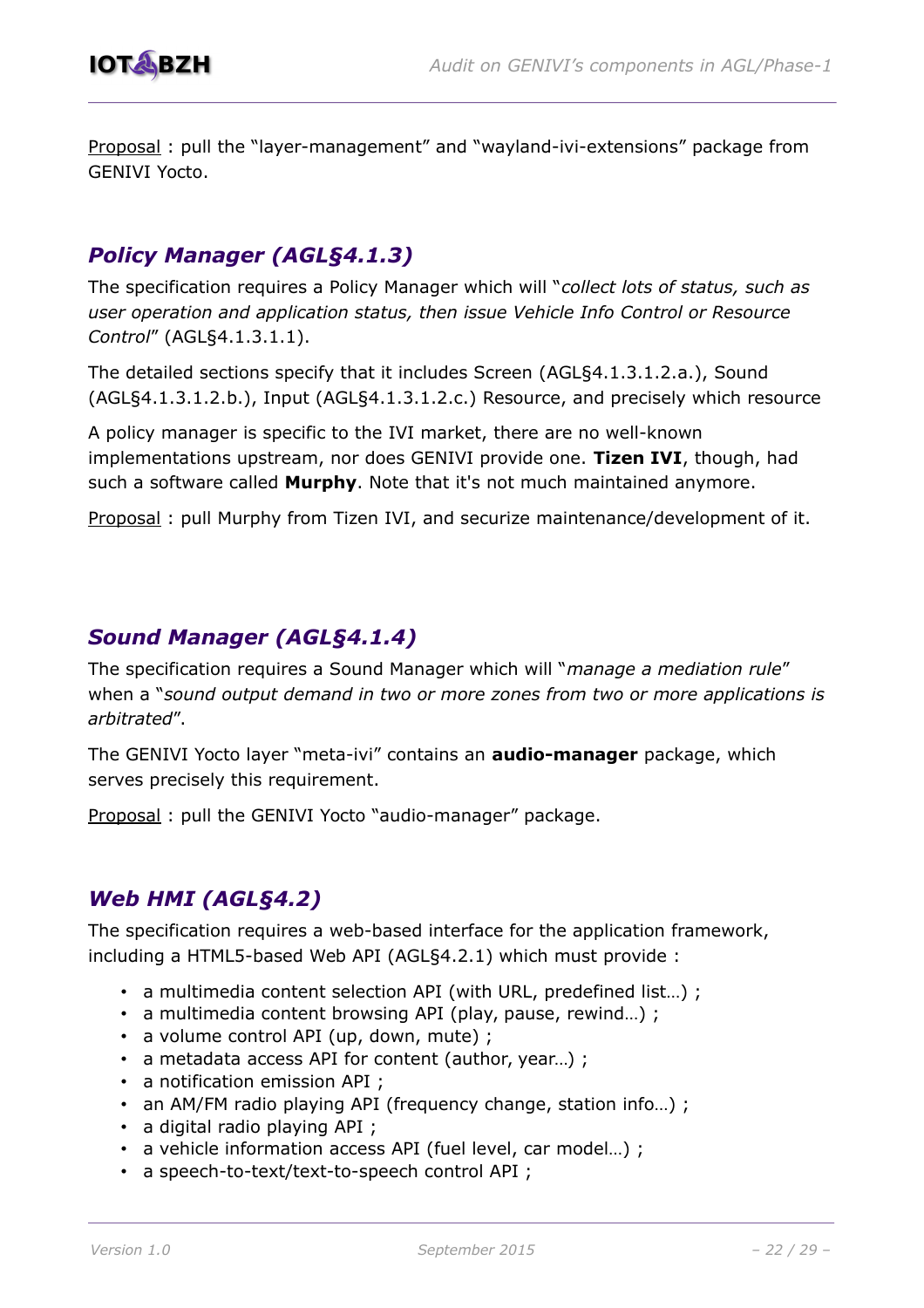Proposal : pull the "layer-management" and "wayland-ivi-extensions" package from GENIVI Yocto.

## *Policy Manager (AGL§4.1.3)*

The specification requires a Policy Manager which will "*collect lots of status, such as user operation and application status, then issue Vehicle Info Control or Resource Control*" (AGL§4.1.3.1.1).

The detailed sections specify that it includes Screen (AGL§4.1.3.1.2.a.), Sound (AGL§4.1.3.1.2.b.), Input (AGL§4.1.3.1.2.c.) Resource, and precisely which resource

A policy manager is specific to the IVI market, there are no well-known implementations upstream, nor does GENIVI provide one. **Tizen IVI**, though, had such a software called **Murphy**. Note that it's not much maintained anymore.

Proposal : pull Murphy from Tizen IVI, and securize maintenance/development of it.

## *Sound Manager (AGL§4.1.4)*

The specification requires a Sound Manager which will "*manage a mediation rule*" when a "*sound output demand in two or more zones from two or more applications is arbitrated*".

The GENIVI Yocto layer "meta-ivi" contains an **audio-manager** package, which serves precisely this requirement.

Proposal : pull the GENIVI Yocto "audio-manager" package.

## *Web HMI (AGL§4.2)*

The specification requires a web-based interface for the application framework, including a HTML5-based Web API (AGL§4.2.1) which must provide :

- a multimedia content selection API (with URL, predefined list…) ;
- a multimedia content browsing API (play, pause, rewind…) ;
- a volume control API (up, down, mute) ;
- a metadata access API for content (author, year…) ;
- a notification emission API ;
- an AM/FM radio playing API (frequency change, station info…) ;
- a digital radio playing API ;
- a vehicle information access API (fuel level, car model…) ;
- a speech-to-text/text-to-speech control API ;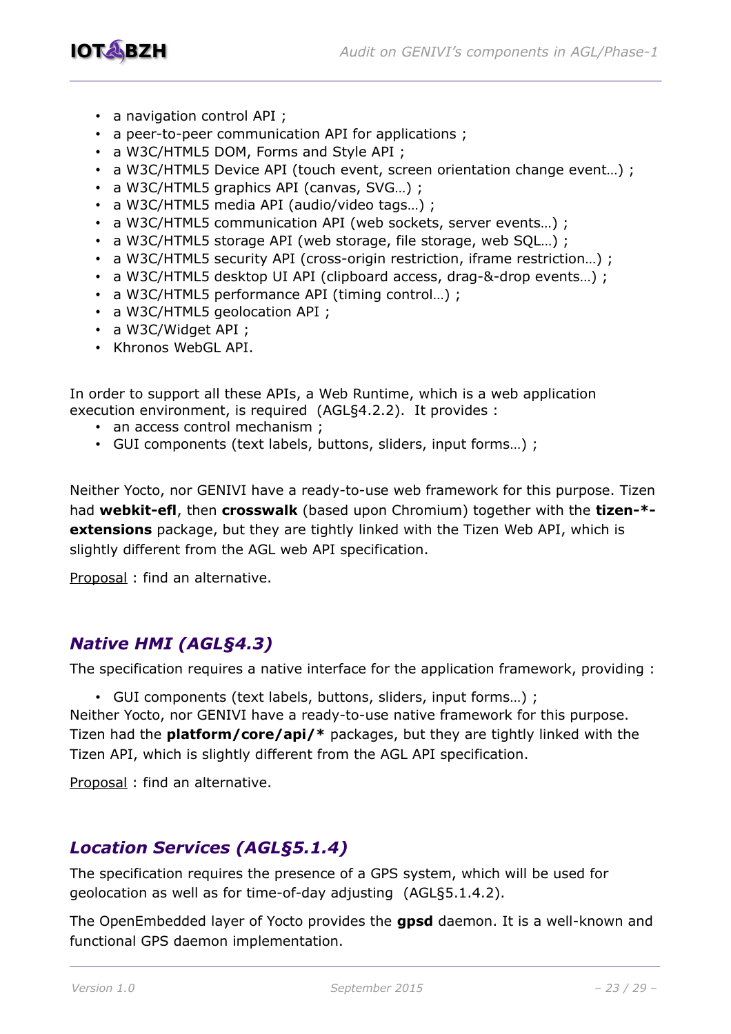- a navigation control API ;
- a peer-to-peer communication API for applications ;
- a W3C/HTML5 DOM, Forms and Style API ;
- a W3C/HTML5 Device API (touch event, screen orientation change event…) ;
- a W3C/HTML5 graphics API (canvas, SVG…) ;
- a W3C/HTML5 media API (audio/video tags…) ;
- a W3C/HTML5 communication API (web sockets, server events…) ;
- a W3C/HTML5 storage API (web storage, file storage, web SQL…) ;
- a W3C/HTML5 security API (cross-origin restriction, iframe restriction…) ;
- a W3C/HTML5 desktop UI API (clipboard access, drag-&-drop events…) ;
- a W3C/HTML5 performance API (timing control…) ;
- a W3C/HTML5 geolocation API ;
- a W3C/Widget API ;
- Khronos WebGL API.

In order to support all these APIs, a Web Runtime, which is a web application execution environment, is required (AGL§4.2.2). It provides :

- an access control mechanism ;
- GUI components (text labels, buttons, sliders, input forms…) ;

Neither Yocto, nor GENIVI have a ready-to-use web framework for this purpose. Tizen had **webkit-efl**, then **crosswalk** (based upon Chromium) together with the **tizen-*-extensions** package, but they are tightly linked with the Tizen Web API, which is slightly different from the AGL web API specification.

Proposal : find an alternative.

## *Native HMI (AGL§4.3)*

The specification requires a native interface for the application framework, providing :

- GUI components (text labels, buttons, sliders, input forms…) ;

Neither Yocto, nor GENIVI have a ready-to-use native framework for this purpose. Tizen had the **platform/core/api/*** packages, but they are tightly linked with the Tizen API, which is slightly different from the AGL API specification.

Proposal : find an alternative.

## *Location Services (AGL§5.1.4)*

The specification requires the presence of a GPS system, which will be used for geolocation as well as for time-of-day adjusting (AGL§5.1.4.2).

The OpenEmbedded layer of Yocto provides the **gpsd** daemon. It is a well-known and functional GPS daemon implementation.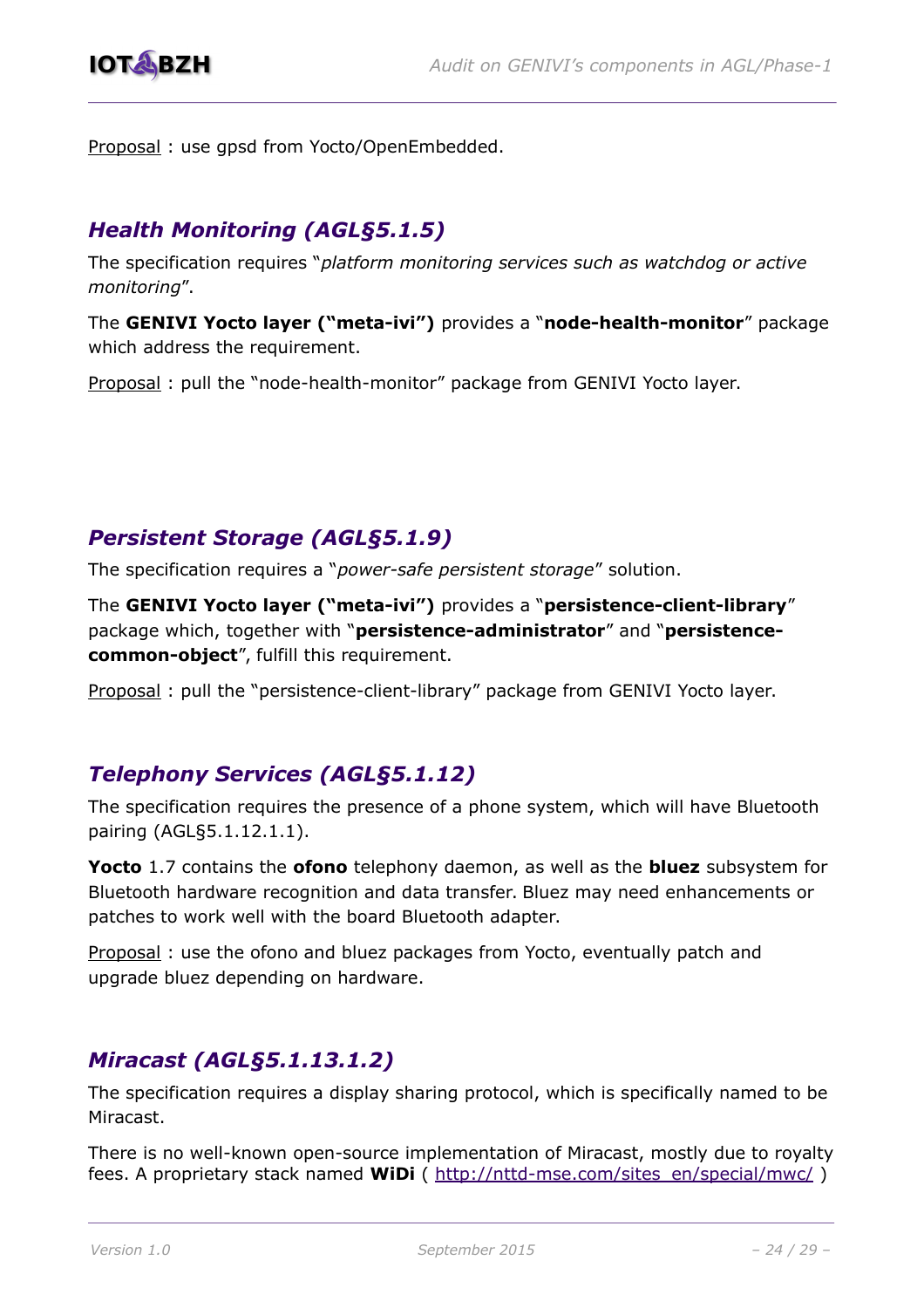Proposal : use gpsd from Yocto/OpenEmbedded.

## *Health Monitoring (AGL§5.1.5)*

The specification requires "*platform monitoring services such as watchdog or active monitoring*".

The **GENIVI Yocto layer ("meta-ivi")** provides a "**node-health-monitor**" package which address the requirement.

Proposal : pull the "node-health-monitor" package from GENIVI Yocto layer.

## *Persistent Storage (AGL§5.1.9)*

The specification requires a "*power-safe persistent storage*" solution.

The **GENIVI Yocto layer ("meta-ivi")** provides a "**persistence-client-library**" package which, together with "**persistence-administrator**" and "**persistence-common-object**", fulfill this requirement.

Proposal : pull the "persistence-client-library" package from GENIVI Yocto layer.

## *Telephony Services (AGL§5.1.12)*

The specification requires the presence of a phone system, which will have Bluetooth pairing (AGL§5.1.12.1.1).

**Yocto** 1.7 contains the **ofono** telephony daemon, as well as the **bluez** subsystem for Bluetooth hardware recognition and data transfer. Bluez may need enhancements or patches to work well with the board Bluetooth adapter.

Proposal : use the ofono and bluez packages from Yocto, eventually patch and upgrade bluez depending on hardware.

## *Miracast (AGL§5.1.13.1.2)*

The specification requires a display sharing protocol, which is specifically named to be Miracast.

There is no well-known open-source implementation of Miracast, mostly due to royalty fees. A proprietary stack named **WiDi** ( http://nttd-mse.com/sites_en/special/mwc/ )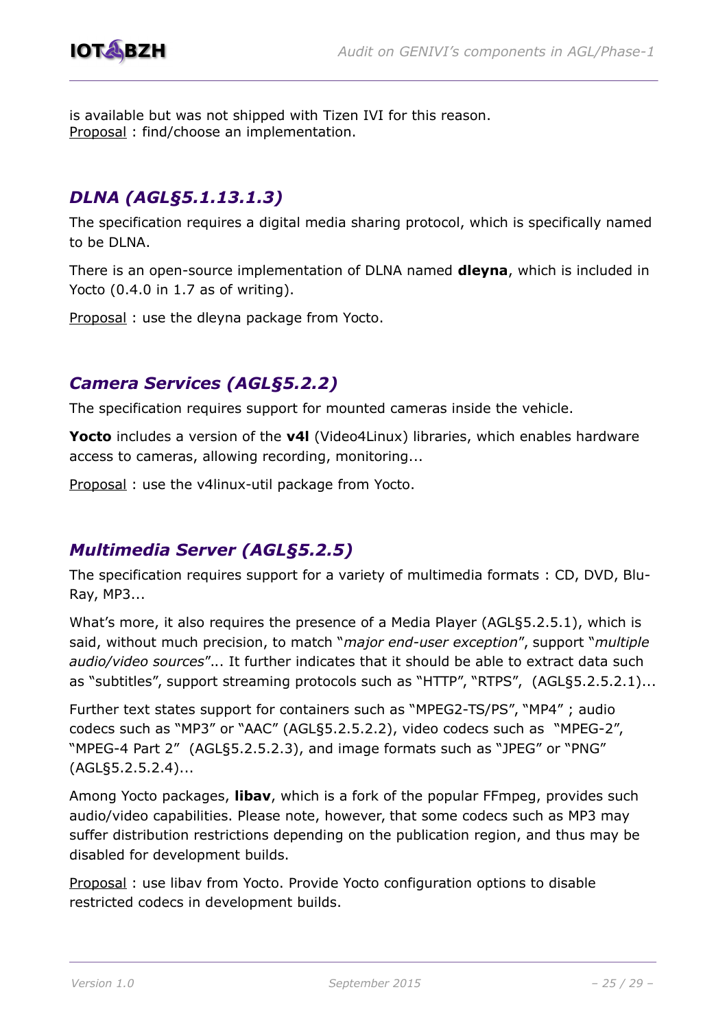is available but was not shipped with Tizen IVI for this reason.
Proposal : find/choose an implementation.

## *DLNA (AGL§5.1.13.1.3)*

The specification requires a digital media sharing protocol, which is specifically named to be DLNA.

There is an open-source implementation of DLNA named **dleyna**, which is included in Yocto (0.4.0 in 1.7 as of writing).

Proposal : use the dleyna package from Yocto.

## *Camera Services (AGL§5.2.2)*

The specification requires support for mounted cameras inside the vehicle.

**Yocto** includes a version of the **v4l** (Video4Linux) libraries, which enables hardware access to cameras, allowing recording, monitoring...

Proposal : use the v4linux-util package from Yocto.

## *Multimedia Server (AGL§5.2.5)*

The specification requires support for a variety of multimedia formats : CD, DVD, Blu-Ray, MP3...

What's more, it also requires the presence of a Media Player (AGL§5.2.5.1), which is said, without much precision, to match "*major end-user exception*", support "*multiple audio/video sources*"... It further indicates that it should be able to extract data such as "subtitles", support streaming protocols such as "HTTP", "RTPS", (AGL§5.2.5.2.1)...

Further text states support for containers such as "MPEG2-TS/PS", "MP4" ; audio codecs such as "MP3" or "AAC" (AGL§5.2.5.2.2), video codecs such as "MPEG-2", "MPEG-4 Part 2" (AGL§5.2.5.2.3), and image formats such as "JPEG" or "PNG" (AGL§5.2.5.2.4)...

Among Yocto packages, **libav**, which is a fork of the popular FFmpeg, provides such audio/video capabilities. Please note, however, that some codecs such as MP3 may suffer distribution restrictions depending on the publication region, and thus may be disabled for development builds.

Proposal : use libav from Yocto. Provide Yocto configuration options to disable restricted codecs in development builds.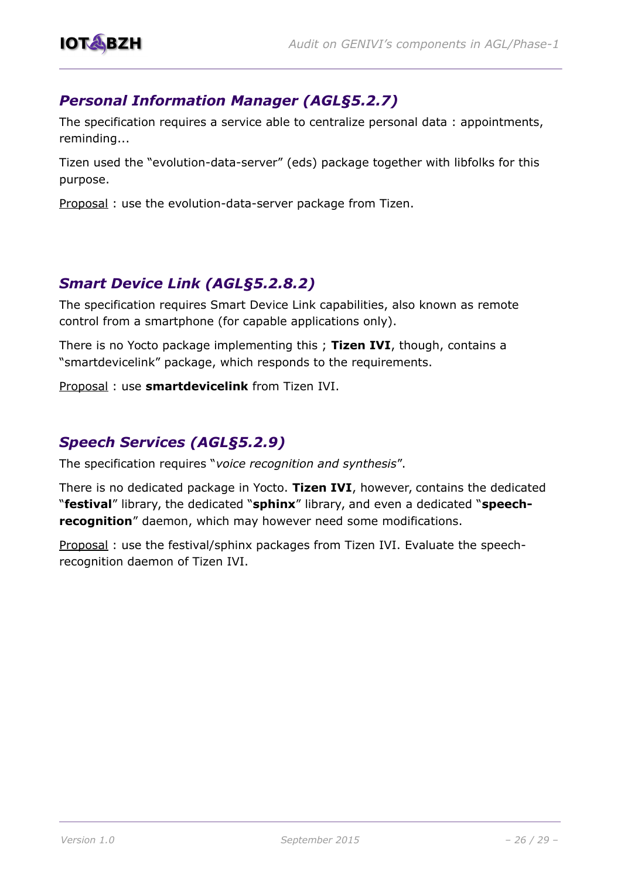## *Personal Information Manager (AGL§5.2.7)*

The specification requires a service able to centralize personal data : appointments, reminding...

Tizen used the "evolution-data-server" (eds) package together with libfolks for this purpose.

Proposal : use the evolution-data-server package from Tizen.

## *Smart Device Link (AGL§5.2.8.2)*

The specification requires Smart Device Link capabilities, also known as remote control from a smartphone (for capable applications only).

There is no Yocto package implementing this ; **Tizen IVI**, though, contains a "smartdevicelink" package, which responds to the requirements.

Proposal : use **smartdevicelink** from Tizen IVI.

## *Speech Services (AGL§5.2.9)*

The specification requires "*voice recognition and synthesis*".

There is no dedicated package in Yocto. **Tizen IVI**, however, contains the dedicated "**festival**" library, the dedicated "**sphinx**" library, and even a dedicated "**speech-recognition**" daemon, which may however need some modifications.

Proposal : use the festival/sphinx packages from Tizen IVI. Evaluate the speech-recognition daemon of Tizen IVI.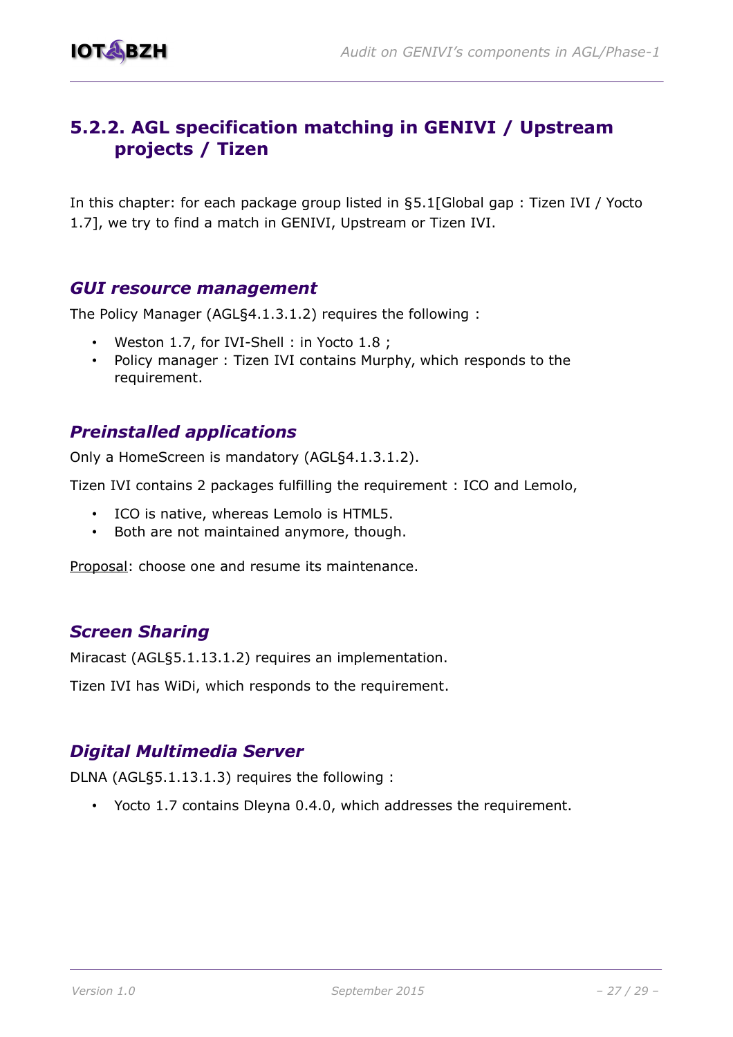## 5.2.2. AGL specification matching in GENIVI / Upstream projects / Tizen

In this chapter: for each package group listed in §5.1[Global gap : Tizen IVI / Yocto 1.7], we try to find a match in GENIVI, Upstream or Tizen IVI.

### *GUI resource management*

The Policy Manager (AGL§4.1.3.1.2) requires the following :

- Weston 1.7, for IVI-Shell : in Yocto 1.8 ;
- Policy manager : Tizen IVI contains Murphy, which responds to the requirement.

### *Preinstalled applications*

Only a HomeScreen is mandatory (AGL§4.1.3.1.2).

Tizen IVI contains 2 packages fulfilling the requirement : ICO and Lemolo,

- ICO is native, whereas Lemolo is HTML5.
- Both are not maintained anymore, though.

Proposal: choose one and resume its maintenance.

### *Screen Sharing*

Miracast (AGL§5.1.13.1.2) requires an implementation.

Tizen IVI has WiDi, which responds to the requirement.

### *Digital Multimedia Server*

DLNA (AGL§5.1.13.1.3) requires the following :

- Yocto 1.7 contains Dleyna 0.4.0, which addresses the requirement.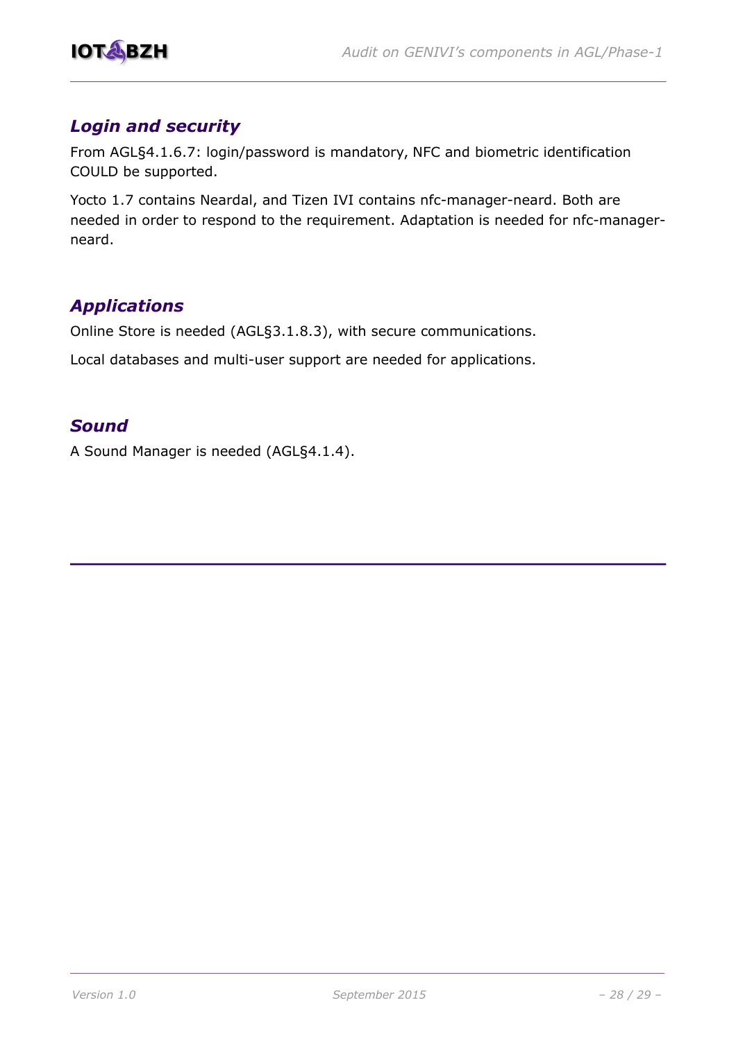### *Login and security*

From AGL§4.1.6.7: login/password is mandatory, NFC and biometric identification COULD be supported.

Yocto 1.7 contains Neardal, and Tizen IVI contains nfc-manager-neard. Both are needed in order to respond to the requirement. Adaptation is needed for nfc-manager-neard.

### *Applications*

Online Store is needed (AGL§3.1.8.3), with secure communications.

Local databases and multi-user support are needed for applications.

### *Sound*

A Sound Manager is needed (AGL§4.1.4).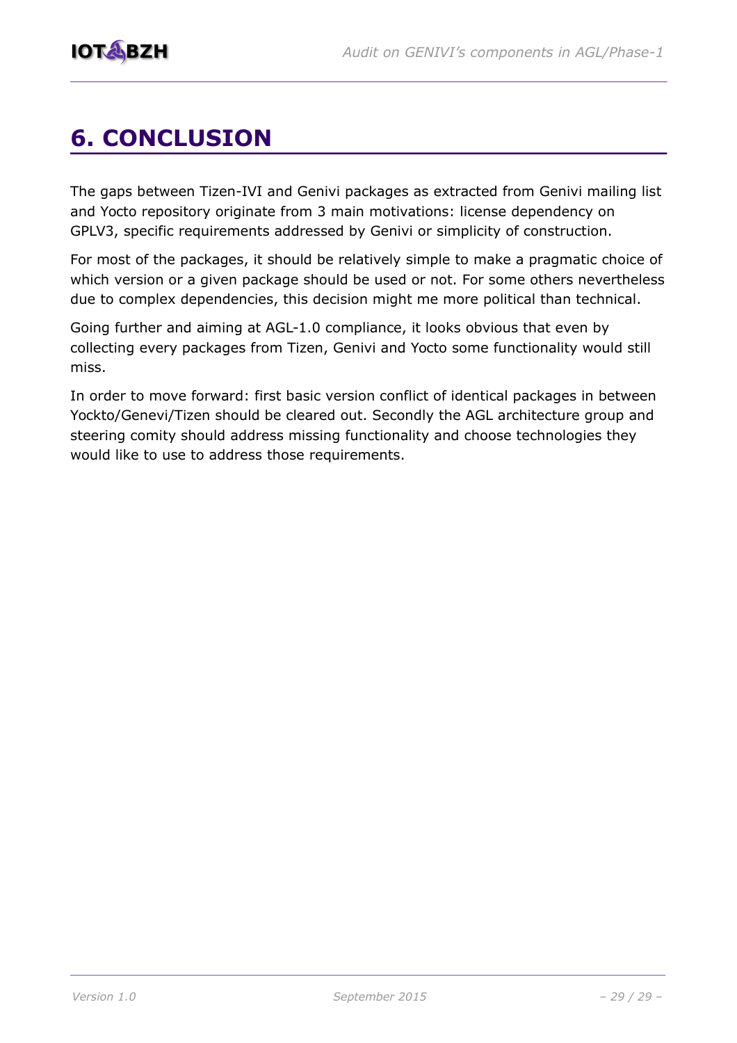# 6. CONCLUSION

The gaps between Tizen-IVI and Genivi packages as extracted from Genivi mailing list and Yocto repository originate from 3 main motivations: license dependency on GPLV3, specific requirements addressed by Genivi or simplicity of construction.

For most of the packages, it should be relatively simple to make a pragmatic choice of which version or a given package should be used or not. For some others nevertheless due to complex dependencies, this decision might me more political than technical.

Going further and aiming at AGL-1.0 compliance, it looks obvious that even by collecting every packages from Tizen, Genivi and Yocto some functionality would still miss.

In order to move forward: first basic version conflict of identical packages in between Yockto/Genevi/Tizen should be cleared out. Secondly the AGL architecture group and steering comity should address missing functionality and choose technologies they would like to use to address those requirements.